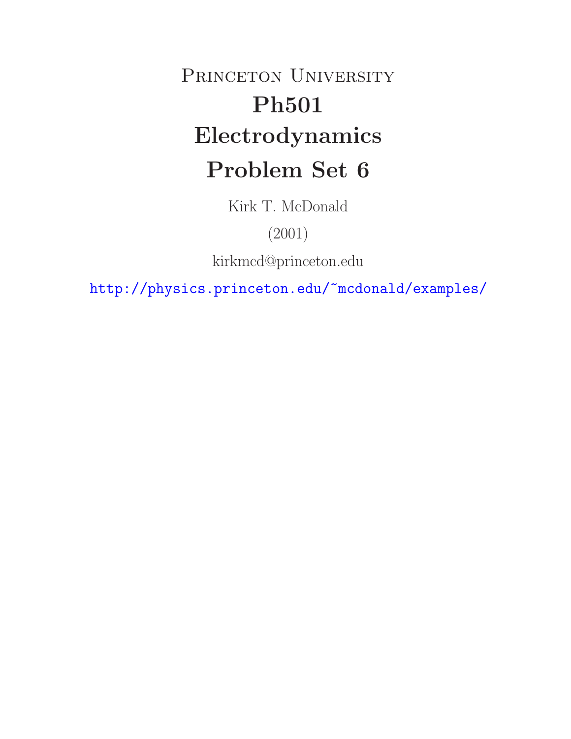# Princeton University

# Ph501

# Electrodynamics

# Problem Set 6

Kirk T. McDonald

(2001)

kirkmcd@princeton.edu

http://physics.princeton.edu/~mcdonald/examples/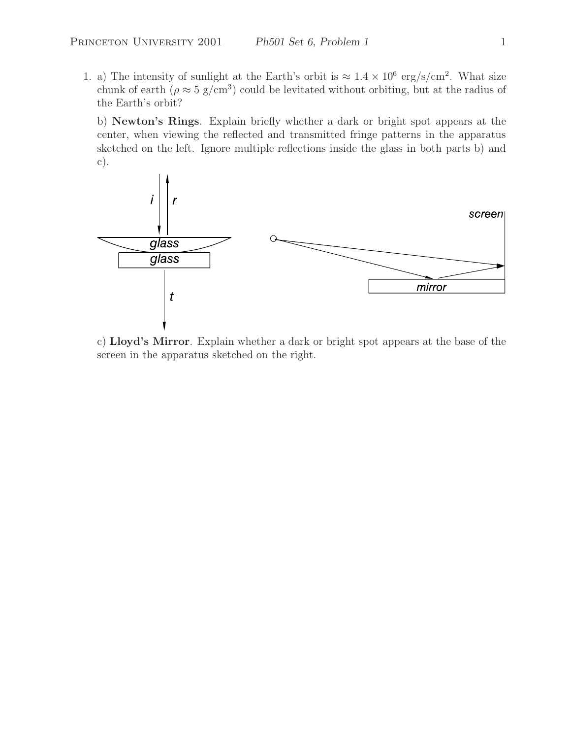1. a) The intensity of sunlight at the Earth's orbit is $\approx 1.4 \times 10^6$ erg/s/cm$^2$. What size chunk of earth ($\rho \approx 5$ g/cm$^3$) could be levitated without orbiting, but at the radius of the Earth's orbit?

   b) **Newton's Rings**. Explain briefly whether a dark or bright spot appears at the center, when viewing the reflected and transmitted fringe patterns in the apparatus sketched on the left. Ignore multiple reflections inside the glass in both parts b) and c).

   c) **Lloyd's Mirror**. Explain whether a dark or bright spot appears at the base of the screen in the apparatus sketched on the right.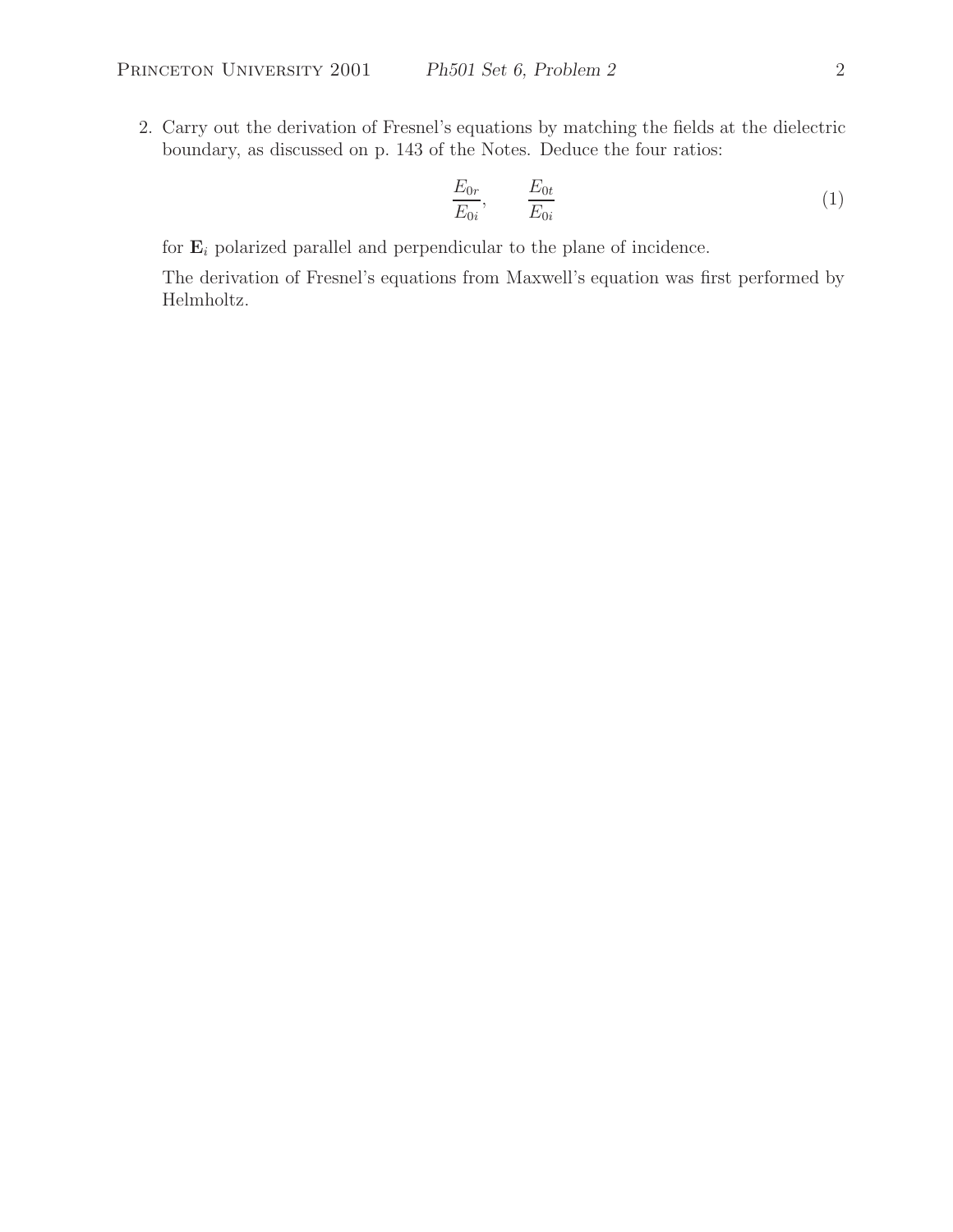2. Carry out the derivation of Fresnel's equations by matching the fields at the dielectric boundary, as discussed on p. 143 of the Notes. Deduce the four ratios:

$$\frac{E_{0r}}{E_{0i}}, \qquad \frac{E_{0t}}{E_{0i}} \tag{1}$$

for $\mathbf{E}_i$ polarized parallel and perpendicular to the plane of incidence.

The derivation of Fresnel's equations from Maxwell's equation was first performed by Helmholtz.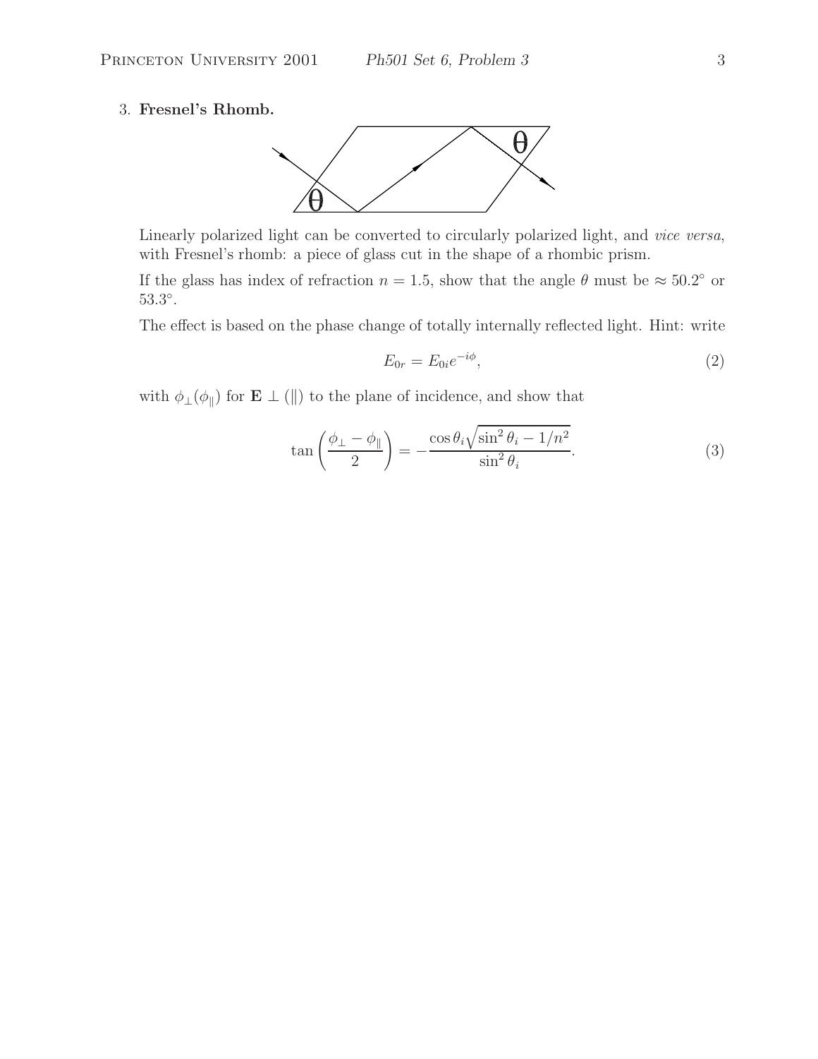3. **Fresnel's Rhomb.**

Linearly polarized light can be converted to circularly polarized light, and *vice versa*, with Fresnel's rhomb: a piece of glass cut in the shape of a rhombic prism.

If the glass has index of refraction $n = 1.5$, show that the angle $\theta$ must be $\approx 50.2^\circ$ or $53.3^\circ$.

The effect is based on the phase change of totally internally reflected light. Hint: write

$$E_{0r} = E_{0i} e^{-i\phi}, \tag{2}$$

with $\phi_\perp (\phi_\parallel)$ for $\mathbf{E} \perp (\|)$ to the plane of incidence, and show that

$$\tan\left(\frac{\phi_\perp - \phi_\parallel}{2}\right) = -\frac{\cos\theta_i \sqrt{\sin^2\theta_i - 1/n^2}}{\sin^2\theta_i}. \tag{3}$$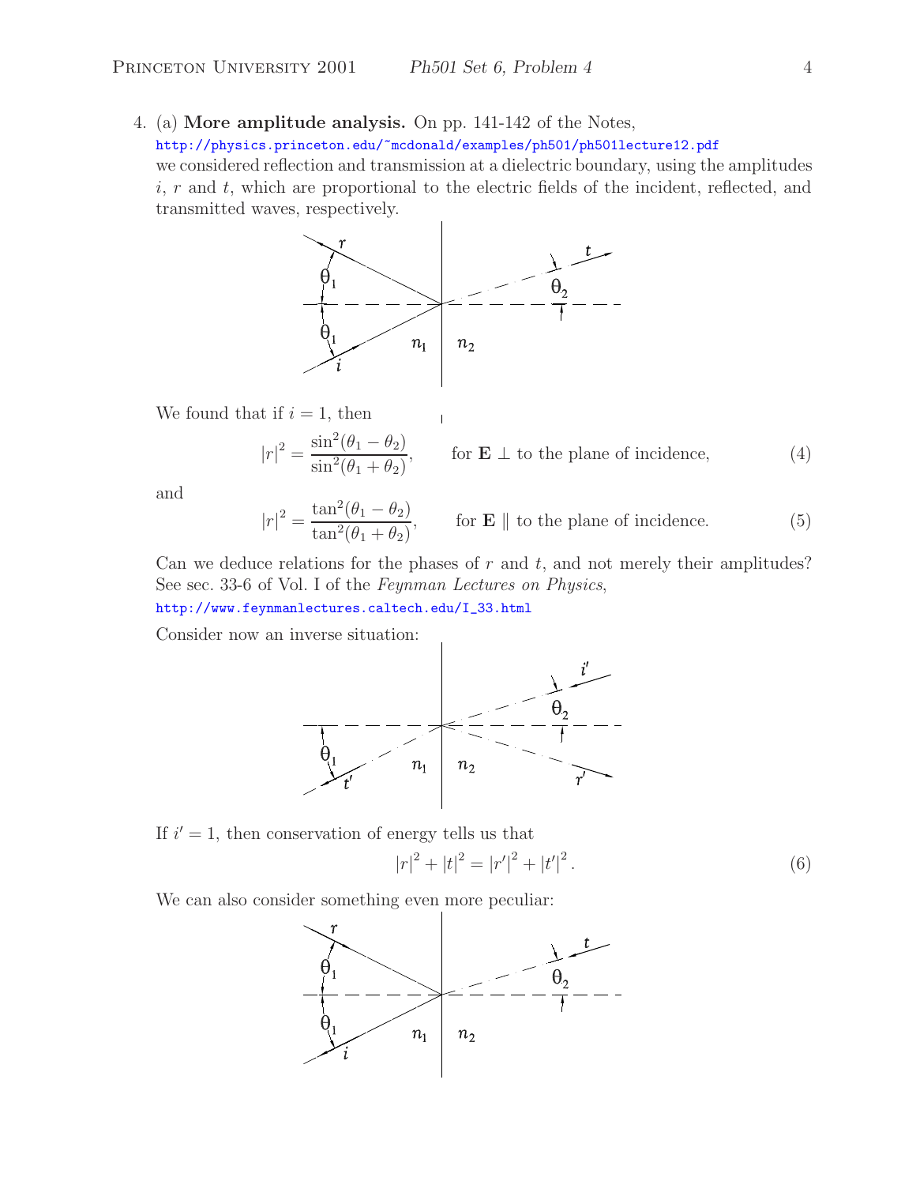4. (a) **More amplitude analysis.** On pp. 141-142 of the Notes, http://physics.princeton.edu/~mcdonald/examples/ph501/ph501lecture12.pdf
we considered reflection and transmission at a dielectric boundary, using the amplitudes $i$, $r$ and $t$, which are proportional to the electric fields of the incident, reflected, and transmitted waves, respectively.

We found that if $i = 1$, then

$$|r|^2 = \frac{\sin^2(\theta_1 - \theta_2)}{\sin^2(\theta_1 + \theta_2)}, \qquad \text{for } \mathbf{E} \perp \text{ to the plane of incidence,} \tag{4}$$

and

$$|r|^2 = \frac{\tan^2(\theta_1 - \theta_2)}{\tan^2(\theta_1 + \theta_2)}, \qquad \text{for } \mathbf{E} \parallel \text{ to the plane of incidence.} \tag{5}$$

Can we deduce relations for the phases of $r$ and $t$, and not merely their amplitudes? See sec. 33-6 of Vol. I of the *Feynman Lectures on Physics*,
http://www.feynmanlectures.caltech.edu/I_33.html

Consider now an inverse situation:

If $i' = 1$, then conservation of energy tells us that

$$|r|^2 + |t|^2 = |r'|^2 + |t'|^2. \tag{6}$$

We can also consider something even more peculiar: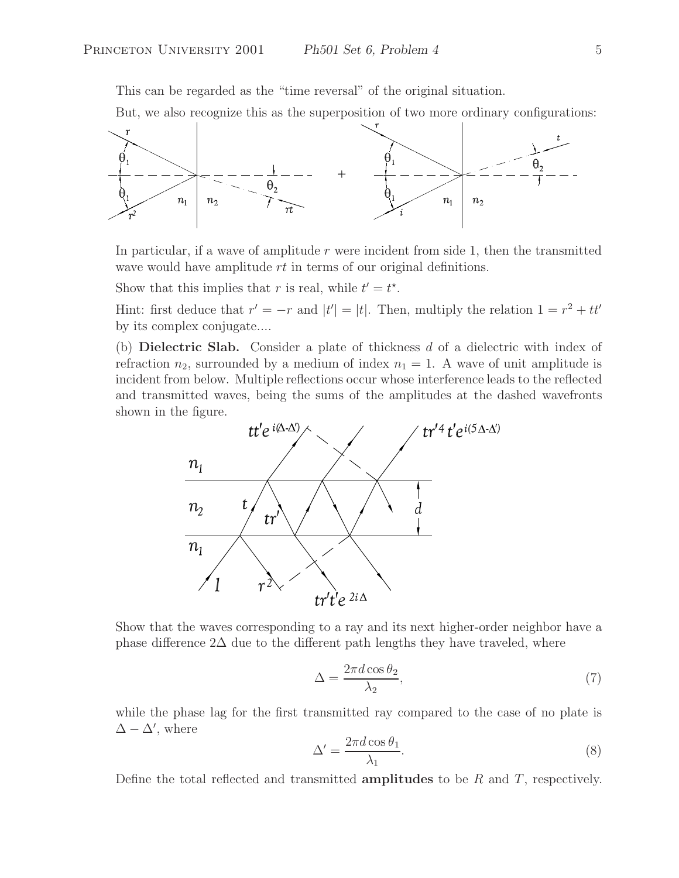This can be regarded as the "time reversal" of the original situation.

But, we also recognize this as the superposition of two more ordinary configurations:

In particular, if a wave of amplitude $r$ were incident from side 1, then the transmitted wave would have amplitude $rt$ in terms of our original definitions.

Show that this implies that $r$ is real, while $t' = t^\star$.

Hint: first deduce that $r' = -r$ and $|t'| = |t|$. Then, multiply the relation $1 = r^2 + tt'$ by its complex conjugate....

(b) **Dielectric Slab.** Consider a plate of thickness $d$ of a dielectric with index of refraction $n_2$, surrounded by a medium of index $n_1 = 1$. A wave of unit amplitude is incident from below. Multiple reflections occur whose interference leads to the reflected and transmitted waves, being the sums of the amplitudes at the dashed wavefronts shown in the figure.

Show that the waves corresponding to a ray and its next higher-order neighbor have a phase difference $2\Delta$ due to the different path lengths they have traveled, where

$$\Delta = \frac{2\pi d \cos\theta_2}{\lambda_2}, \tag{7}$$

while the phase lag for the first transmitted ray compared to the case of no plate is $\Delta - \Delta'$, where

$$\Delta' = \frac{2\pi d \cos\theta_1}{\lambda_1}. \tag{8}$$

Define the total reflected and transmitted **amplitudes** to be $R$ and $T$, respectively.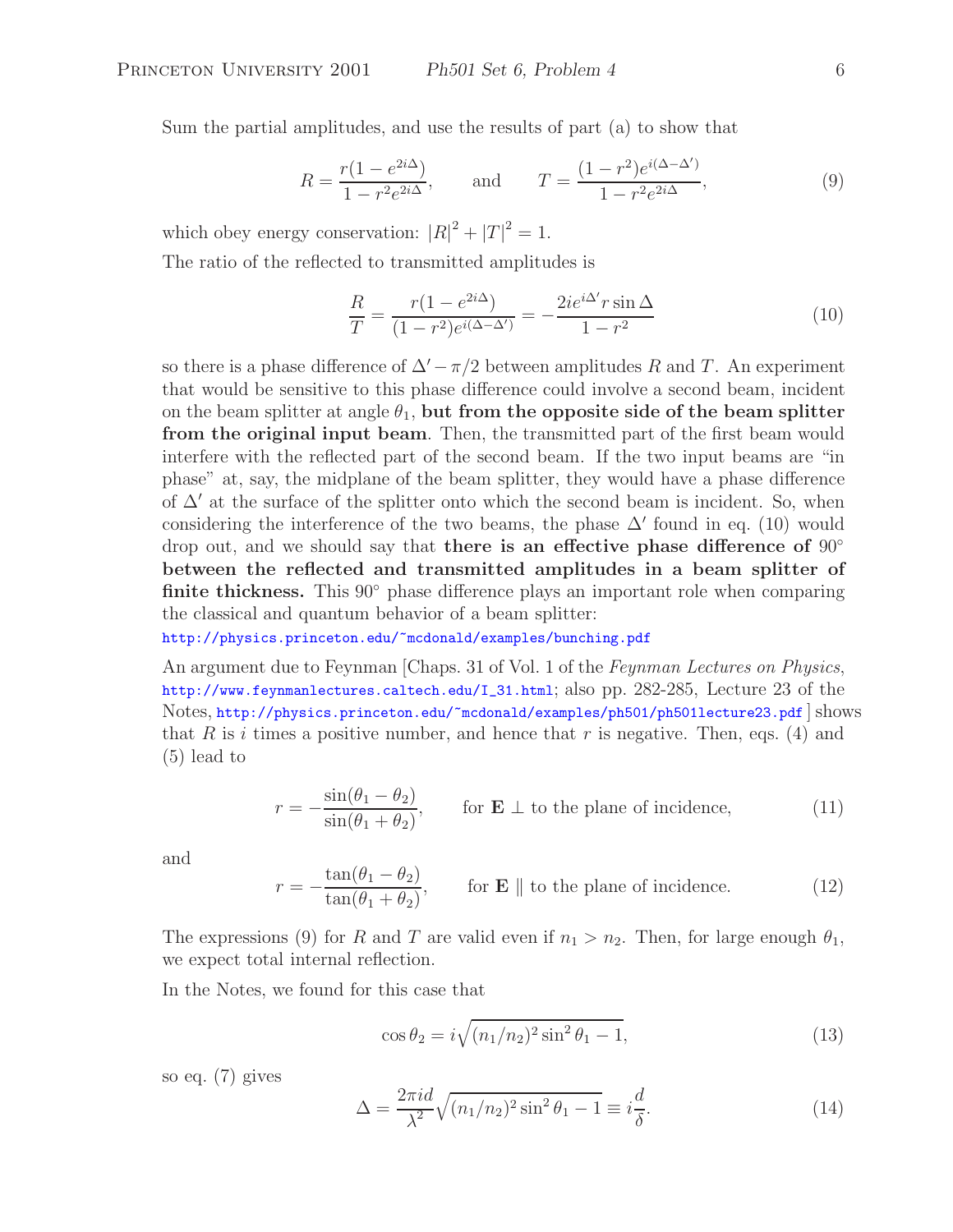Sum the partial amplitudes, and use the results of part (a) to show that

$$R = \frac{r(1 - e^{2i\Delta})}{1 - r^2 e^{2i\Delta}}, \qquad \text{and} \qquad T = \frac{(1 - r^2)e^{i(\Delta - \Delta')}}{1 - r^2 e^{2i\Delta}}, \tag{9}$$

which obey energy conservation: $|R|^2 + |T|^2 = 1$.

The ratio of the reflected to transmitted amplitudes is

$$\frac{R}{T} = \frac{r(1 - e^{2i\Delta})}{(1 - r^2)e^{i(\Delta - \Delta')}} = -\frac{2ie^{i\Delta'} r \sin\Delta}{1 - r^2} \tag{10}$$

so there is a phase difference of $\Delta' - \pi/2$ between amplitudes $R$ and $T$. An experiment that would be sensitive to this phase difference could involve a second beam, incident on the beam splitter at angle $\theta_1$, **but from the opposite side of the beam splitter from the original input beam**. Then, the transmitted part of the first beam would interfere with the reflected part of the second beam. If the two input beams are "in phase" at, say, the midplane of the beam splitter, they would have a phase difference of $\Delta'$ at the surface of the splitter onto which the second beam is incident. So, when considering the interference of the two beams, the phase $\Delta'$ found in eq. (10) would drop out, and we should say that **there is an effective phase difference of 90° between the reflected and transmitted amplitudes in a beam splitter of finite thickness.** This 90° phase difference plays an important role when comparing the classical and quantum behavior of a beam splitter:
http://physics.princeton.edu/~mcdonald/examples/bunching.pdf

An argument due to Feynman [Chaps. 31 of Vol. 1 of the *Feynman Lectures on Physics*, http://www.feynmanlectures.caltech.edu/I_31.html; also pp. 282-285, Lecture 23 of the Notes, http://physics.princeton.edu/~mcdonald/examples/ph501/ph501lecture23.pdf ] shows that $R$ is $i$ times a positive number, and hence that $r$ is negative. Then, eqs. (4) and (5) lead to

$$r = -\frac{\sin(\theta_1 - \theta_2)}{\sin(\theta_1 + \theta_2)}, \qquad \text{for } \mathbf{E} \perp \text{ to the plane of incidence,} \tag{11}$$

and

$$r = -\frac{\tan(\theta_1 - \theta_2)}{\tan(\theta_1 + \theta_2)}, \qquad \text{for } \mathbf{E} \parallel \text{ to the plane of incidence.} \tag{12}$$

The expressions (9) for $R$ and $T$ are valid even if $n_1 > n_2$. Then, for large enough $\theta_1$, we expect total internal reflection.

In the Notes, we found for this case that

$$\cos\theta_2 = i\sqrt{(n_1/n_2)^2 \sin^2\theta_1 - 1}, \tag{13}$$

so eq. (7) gives

$$\Delta = \frac{2\pi i d}{\lambda^2}\sqrt{(n_1/n_2)^2 \sin^2\theta_1 - 1} \equiv i\frac{d}{\delta}. \tag{14}$$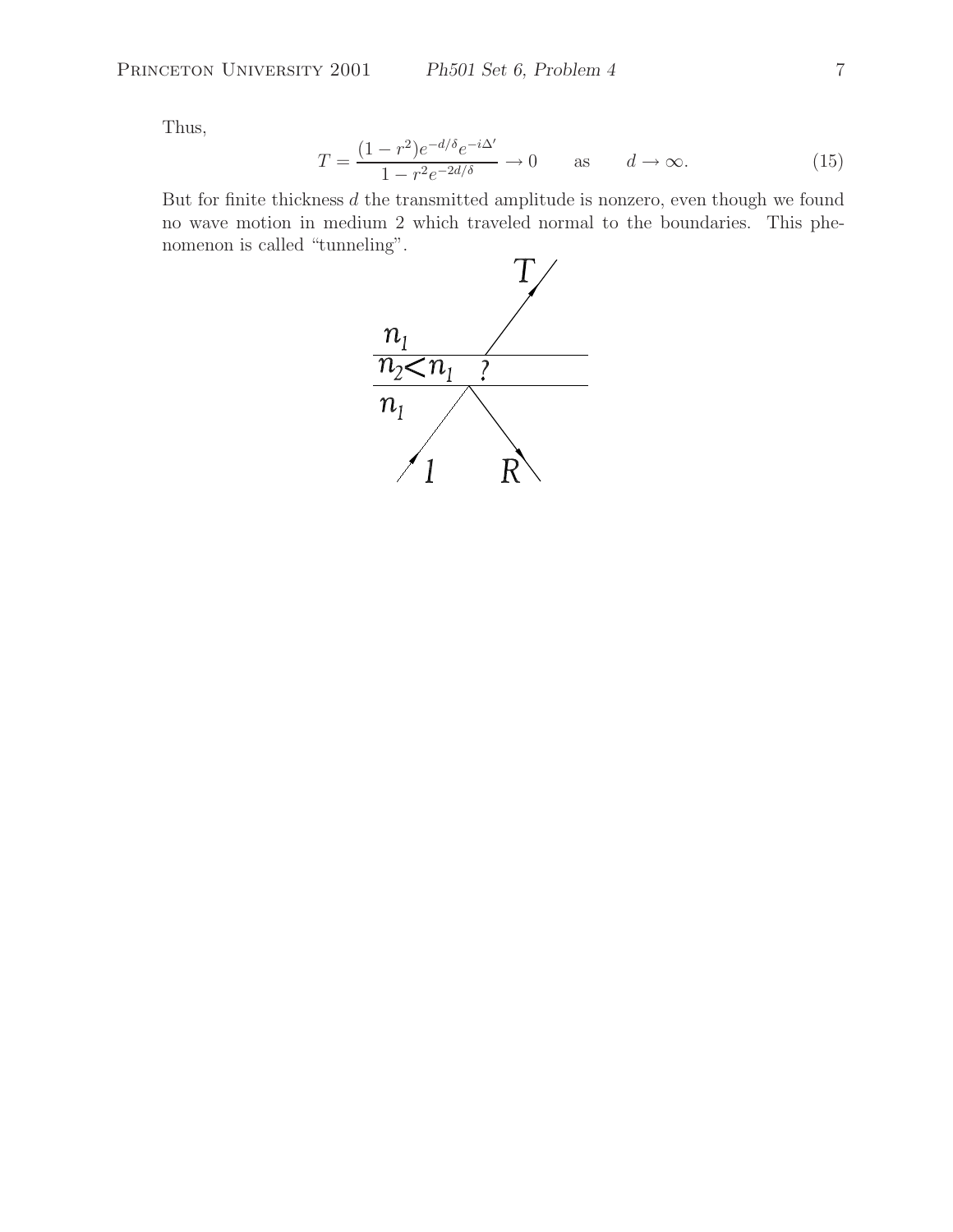Thus,

$$T = \frac{(1 - r^2)e^{-d/\delta}e^{-i\Delta'}}{1 - r^2 e^{-2d/\delta}} \to 0 \qquad \text{as} \qquad d \to \infty. \tag{15}$$

But for finite thickness $d$ the transmitted amplitude is nonzero, even though we found no wave motion in medium 2 which traveled normal to the boundaries. This phenomenon is called "tunneling".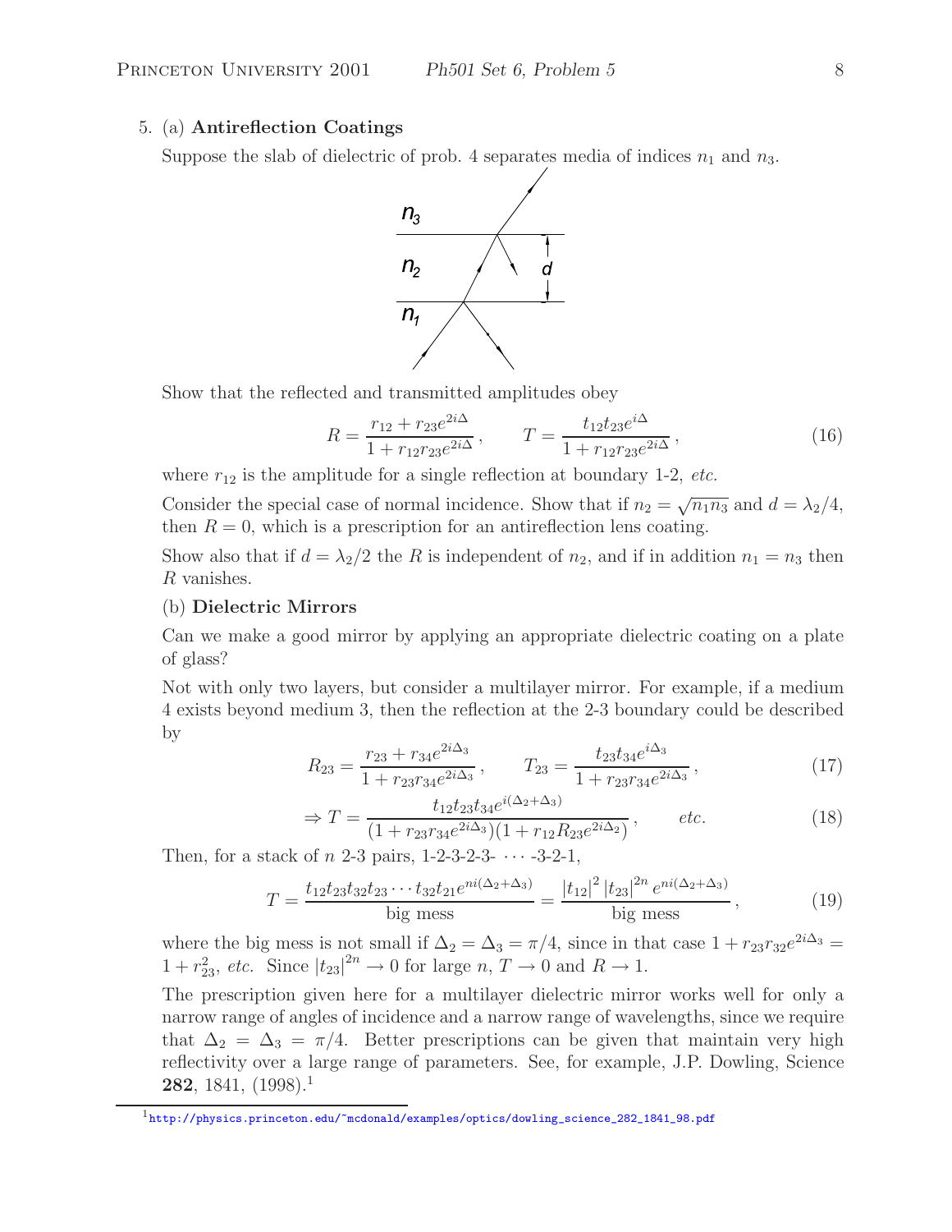5. (a) **Antireflection Coatings**

Suppose the slab of dielectric of prob. 4 separates media of indices $n_1$ and $n_3$.

Show that the reflected and transmitted amplitudes obey

$$R = \frac{r_{12} + r_{23} e^{2i\Delta}}{1 + r_{12} r_{23} e^{2i\Delta}}, \qquad T = \frac{t_{12} t_{23} e^{i\Delta}}{1 + r_{12} r_{23} e^{2i\Delta}}, \tag{16}$$

where $r_{12}$ is the amplitude for a single reflection at boundary 1-2, *etc.*

Consider the special case of normal incidence. Show that if $n_2 = \sqrt{n_1 n_3}$ and $d = \lambda_2/4$, then $R = 0$, which is a prescription for an antireflection lens coating.

Show also that if $d = \lambda_2/2$ the $R$ is independent of $n_2$, and if in addition $n_1 = n_3$ then $R$ vanishes.

(b) **Dielectric Mirrors**

Can we make a good mirror by applying an appropriate dielectric coating on a plate of glass?

Not with only two layers, but consider a multilayer mirror. For example, if a medium 4 exists beyond medium 3, then the reflection at the 2-3 boundary could be described by

$$R_{23} = \frac{r_{23} + r_{34} e^{2i\Delta_3}}{1 + r_{23} r_{34} e^{2i\Delta_3}}, \qquad T_{23} = \frac{t_{23} t_{34} e^{i\Delta_3}}{1 + r_{23} r_{34} e^{2i\Delta_3}}, \tag{17}$$

$$\Rightarrow T = \frac{t_{12} t_{23} t_{34} e^{i(\Delta_2 + \Delta_3)}}{(1 + r_{23} r_{34} e^{2i\Delta_3})(1 + r_{12} R_{23} e^{2i\Delta_2})}, \qquad etc. \tag{18}$$

Then, for a stack of $n$ 2-3 pairs, 1-2-3-2-3- $\cdots$ -3-2-1,

$$T = \frac{t_{12} t_{23} t_{32} t_{23} \cdots t_{32} t_{21} e^{ni(\Delta_2 + \Delta_3)}}{\text{big mess}} = \frac{|t_{12}|^2 \, |t_{23}|^{2n} \, e^{ni(\Delta_2 + \Delta_3)}}{\text{big mess}}, \tag{19}$$

where the big mess is not small if $\Delta_2 = \Delta_3 = \pi/4$, since in that case $1 + r_{23} r_{32} e^{2i\Delta_3} = 1 + r_{23}^2$, *etc.* Since $|t_{23}|^{2n} \to 0$ for large $n$, $T \to 0$ and $R \to 1$.

The prescription given here for a multilayer dielectric mirror works well for only a narrow range of angles of incidence and a narrow range of wavelengths, since we require that $\Delta_2 = \Delta_3 = \pi/4$. Better prescriptions can be given that maintain very high reflectivity over a large range of parameters. See, for example, J.P. Dowling, Science **282**, 1841, (1998).[1]

[1] http://physics.princeton.edu/~mcdonald/examples/optics/dowling_science_282_1841_98.pdf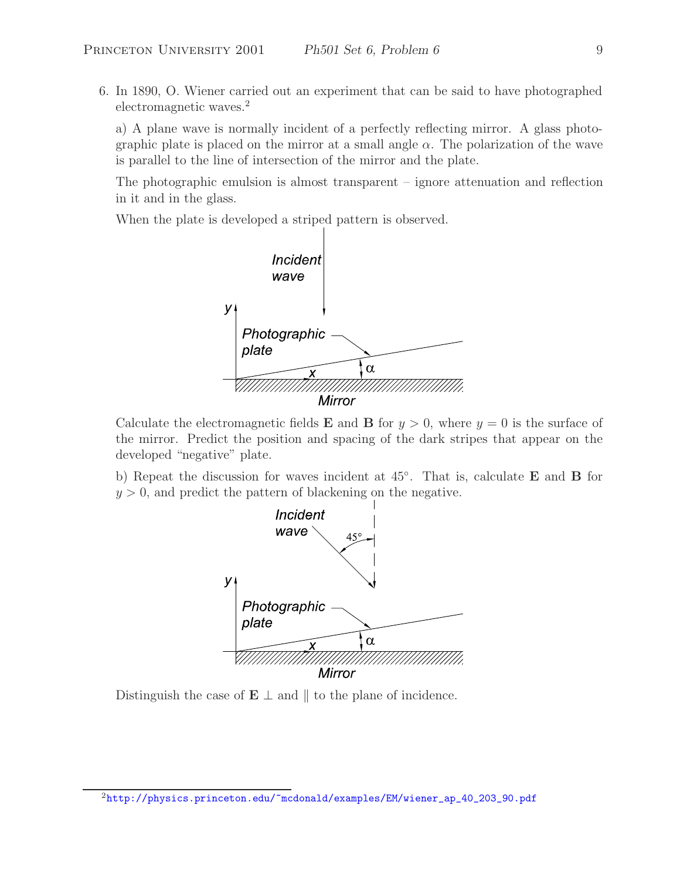6. In 1890, O. Wiener carried out an experiment that can be said to have photographed electromagnetic waves.[2]

a) A plane wave is normally incident of a perfectly reflecting mirror. A glass photographic plate is placed on the mirror at a small angle $\alpha$. The polarization of the wave is parallel to the line of intersection of the mirror and the plate.

The photographic emulsion is almost transparent – ignore attenuation and reflection in it and in the glass.

When the plate is developed a striped pattern is observed.

Calculate the electromagnetic fields **E** and **B** for $y > 0$, where $y = 0$ is the surface of the mirror. Predict the position and spacing of the dark stripes that appear on the developed "negative" plate.

b) Repeat the discussion for waves incident at 45°. That is, calculate **E** and **B** for $y > 0$, and predict the pattern of blackening on the negative.

Distinguish the case of **E** $\perp$ and $\parallel$ to the plane of incidence.

[2] http://physics.princeton.edu/~mcdonald/examples/EM/wiener_ap_40_203_90.pdf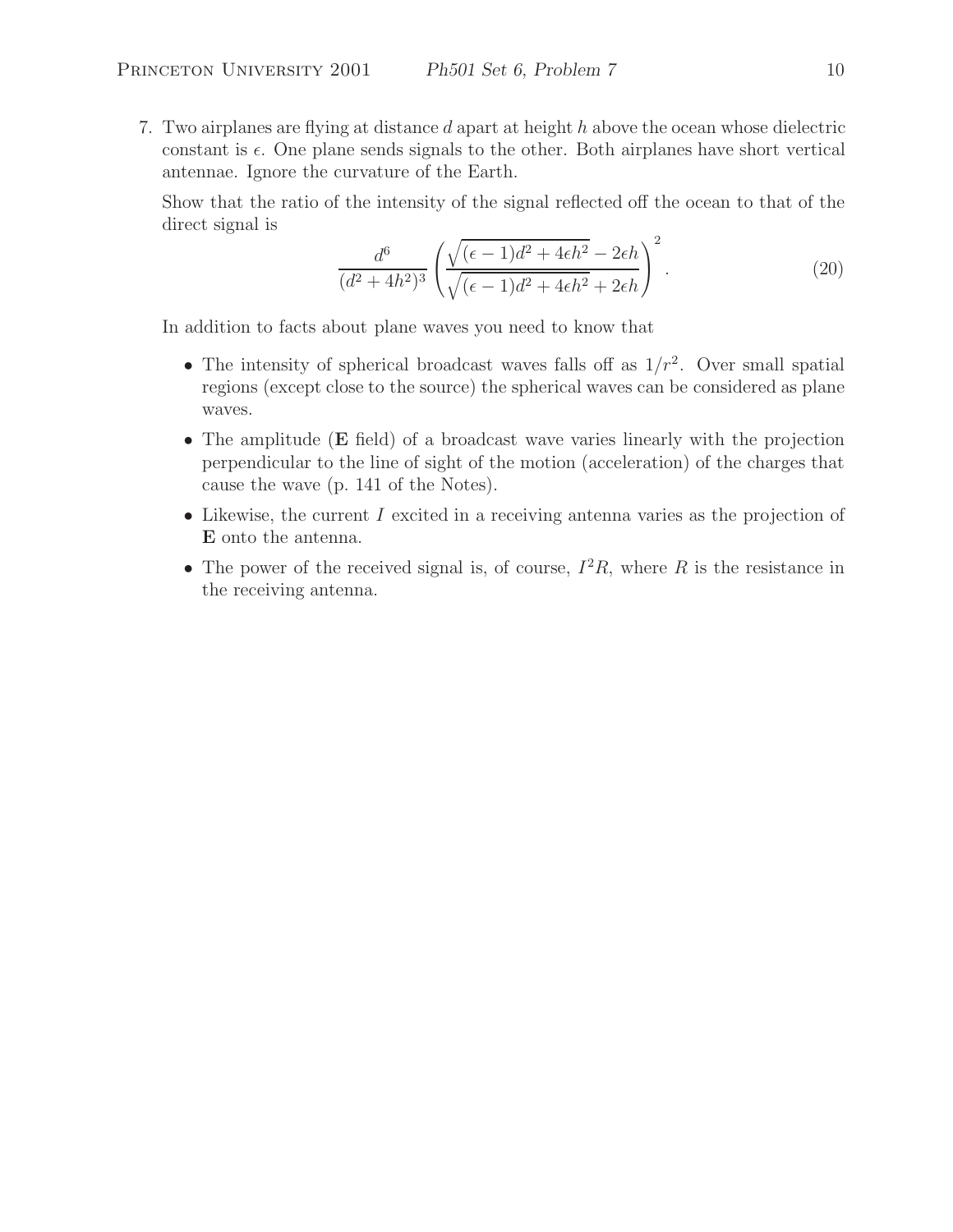7. Two airplanes are flying at distance $d$ apart at height $h$ above the ocean whose dielectric constant is $\epsilon$. One plane sends signals to the other. Both airplanes have short vertical antennae. Ignore the curvature of the Earth.

   Show that the ratio of the intensity of the signal reflected off the ocean to that of the direct signal is

$$\frac{d^6}{(d^2 + 4h^2)^3} \left( \frac{\sqrt{(\epsilon - 1)d^2 + 4\epsilon h^2} - 2\epsilon h}{\sqrt{(\epsilon - 1)d^2 + 4\epsilon h^2} + 2\epsilon h} \right)^2 . \tag{20}$$

   In addition to facts about plane waves you need to know that

   - The intensity of spherical broadcast waves falls off as $1/r^2$. Over small spatial regions (except close to the source) the spherical waves can be considered as plane waves.
   - The amplitude (**E** field) of a broadcast wave varies linearly with the projection perpendicular to the line of sight of the motion (acceleration) of the charges that cause the wave (p. 141 of the Notes).
   - Likewise, the current $I$ excited in a receiving antenna varies as the projection of **E** onto the antenna.
   - The power of the received signal is, of course, $I^2 R$, where $R$ is the resistance in the receiving antenna.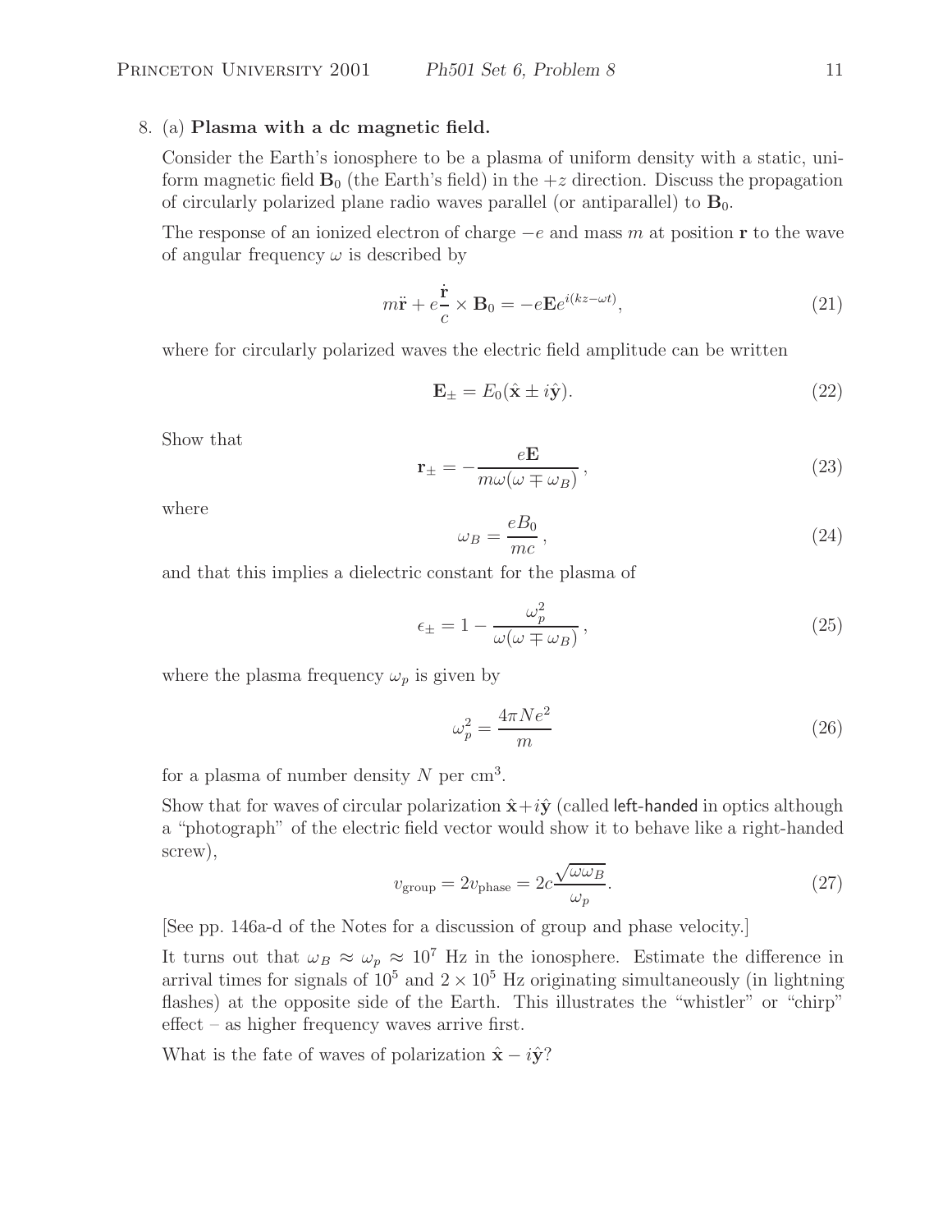8. (a) **Plasma with a dc magnetic field.**

Consider the Earth's ionosphere to be a plasma of uniform density with a static, uniform magnetic field $\mathbf{B}_0$ (the Earth's field) in the $+z$ direction. Discuss the propagation of circularly polarized plane radio waves parallel (or antiparallel) to $\mathbf{B}_0$.

The response of an ionized electron of charge $-e$ and mass $m$ at position $\mathbf{r}$ to the wave of angular frequency $\omega$ is described by

$$m\ddot{\mathbf{r}} + e\frac{\dot{\mathbf{r}}}{c} \times \mathbf{B}_0 = -e\mathbf{E}e^{i(kz-\omega t)}, \tag{21}$$

where for circularly polarized waves the electric field amplitude can be written

$$\mathbf{E}_\pm = E_0(\hat{\mathbf{x}} \pm i\hat{\mathbf{y}}). \tag{22}$$

Show that

$$\mathbf{r}_\pm = -\frac{e\mathbf{E}}{m\omega(\omega \mp \omega_B)}, \tag{23}$$

where

$$\omega_B = \frac{eB_0}{mc}, \tag{24}$$

and that this implies a dielectric constant for the plasma of

$$\epsilon_\pm = 1 - \frac{\omega_p^2}{\omega(\omega \mp \omega_B)}, \tag{25}$$

where the plasma frequency $\omega_p$ is given by

$$\omega_p^2 = \frac{4\pi Ne^2}{m} \tag{26}$$

for a plasma of number density $N$ per cm$^3$.

Show that for waves of circular polarization $\hat{\mathbf{x}} + i\hat{\mathbf{y}}$ (called left-handed in optics although a "photograph" of the electric field vector would show it to behave like a right-handed screw),

$$v_{\text{group}} = 2v_{\text{phase}} = 2c\frac{\sqrt{\omega\omega_B}}{\omega_p}. \tag{27}$$

[See pp. 146a-d of the Notes for a discussion of group and phase velocity.]

It turns out that $\omega_B \approx \omega_p \approx 10^7$ Hz in the ionosphere. Estimate the difference in arrival times for signals of $10^5$ and $2 \times 10^5$ Hz originating simultaneously (in lightning flashes) at the opposite side of the Earth. This illustrates the "whistler" or "chirp" effect – as higher frequency waves arrive first.

What is the fate of waves of polarization $\hat{\mathbf{x}} - i\hat{\mathbf{y}}$?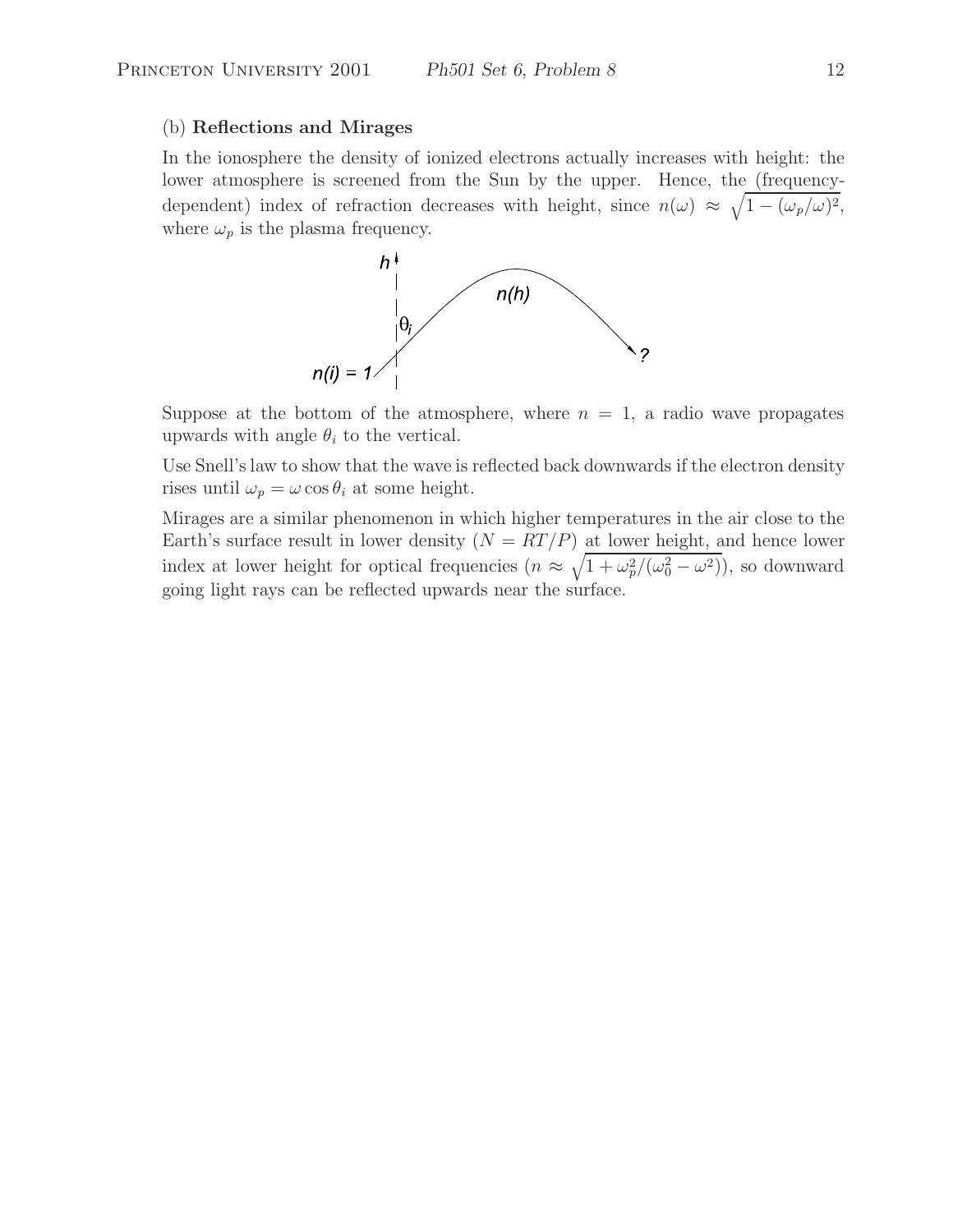(b) **Reflections and Mirages**

In the ionosphere the density of ionized electrons actually increases with height: the lower atmosphere is screened from the Sun by the upper. Hence, the (frequency-dependent) index of refraction decreases with height, since $n(\omega) \approx \sqrt{1 - (\omega_p/\omega)^2}$, where $\omega_p$ is the plasma frequency.

Suppose at the bottom of the atmosphere, where $n = 1$, a radio wave propagates upwards with angle $\theta_i$ to the vertical.

Use Snell's law to show that the wave is reflected back downwards if the electron density rises until $\omega_p = \omega \cos\theta_i$ at some height.

Mirages are a similar phenomenon in which higher temperatures in the air close to the Earth's surface result in lower density ($N = RT/P$) at lower height, and hence lower index at lower height for optical frequencies ($n \approx \sqrt{1 + \omega_p^2/(\omega_0^2 - \omega^2)}$), so downward going light rays can be reflected upwards near the surface.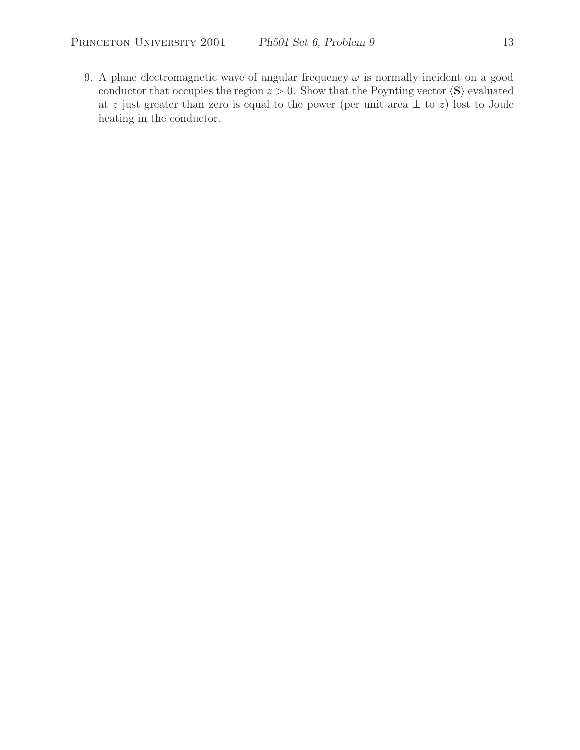9. A plane electromagnetic wave of angular frequency $\omega$ is normally incident on a good conductor that occupies the region $z > 0$. Show that the Poynting vector $\langle \mathbf{S} \rangle$ evaluated at $z$ just greater than zero is equal to the power (per unit area $\perp$ to $z$) lost to Joule heating in the conductor.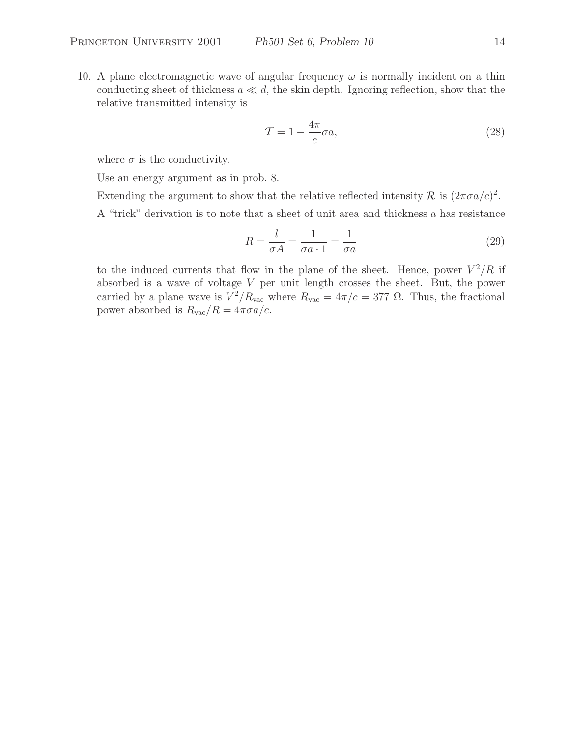10. A plane electromagnetic wave of angular frequency $\omega$ is normally incident on a thin conducting sheet of thickness $a \ll d$, the skin depth. Ignoring reflection, show that the relative transmitted intensity is

$$\mathcal{T} = 1 - \frac{4\pi}{c}\sigma a, \tag{28}$$

where $\sigma$ is the conductivity.

Use an energy argument as in prob. 8.

Extending the argument to show that the relative reflected intensity $\mathcal{R}$ is $(2\pi\sigma a/c)^2$.

A "trick" derivation is to note that a sheet of unit area and thickness $a$ has resistance

$$R = \frac{l}{\sigma A} = \frac{1}{\sigma a \cdot 1} = \frac{1}{\sigma a} \tag{29}$$

to the induced currents that flow in the plane of the sheet. Hence, power $V^2/R$ if absorbed is a wave of voltage $V$ per unit length crosses the sheet. But, the power carried by a plane wave is $V^2/R_{\text{vac}}$ where $R_{\text{vac}} = 4\pi/c = 377\ \Omega$. Thus, the fractional power absorbed is $R_{\text{vac}}/R = 4\pi\sigma a/c$.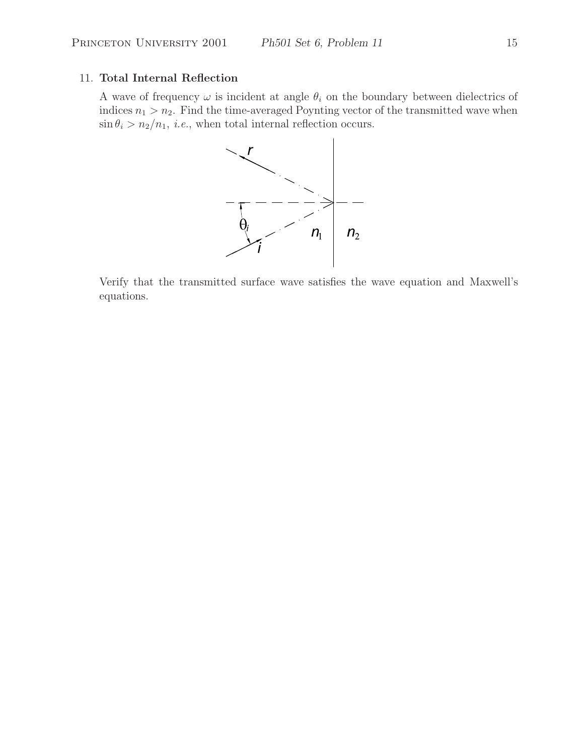11. **Total Internal Reflection**

A wave of frequency $\omega$ is incident at angle $\theta_i$ on the boundary between dielectrics of indices $n_1 > n_2$. Find the time-averaged Poynting vector of the transmitted wave when $\sin\theta_i > n_2/n_1$, *i.e.*, when total internal reflection occurs.

Verify that the transmitted surface wave satisfies the wave equation and Maxwell's equations.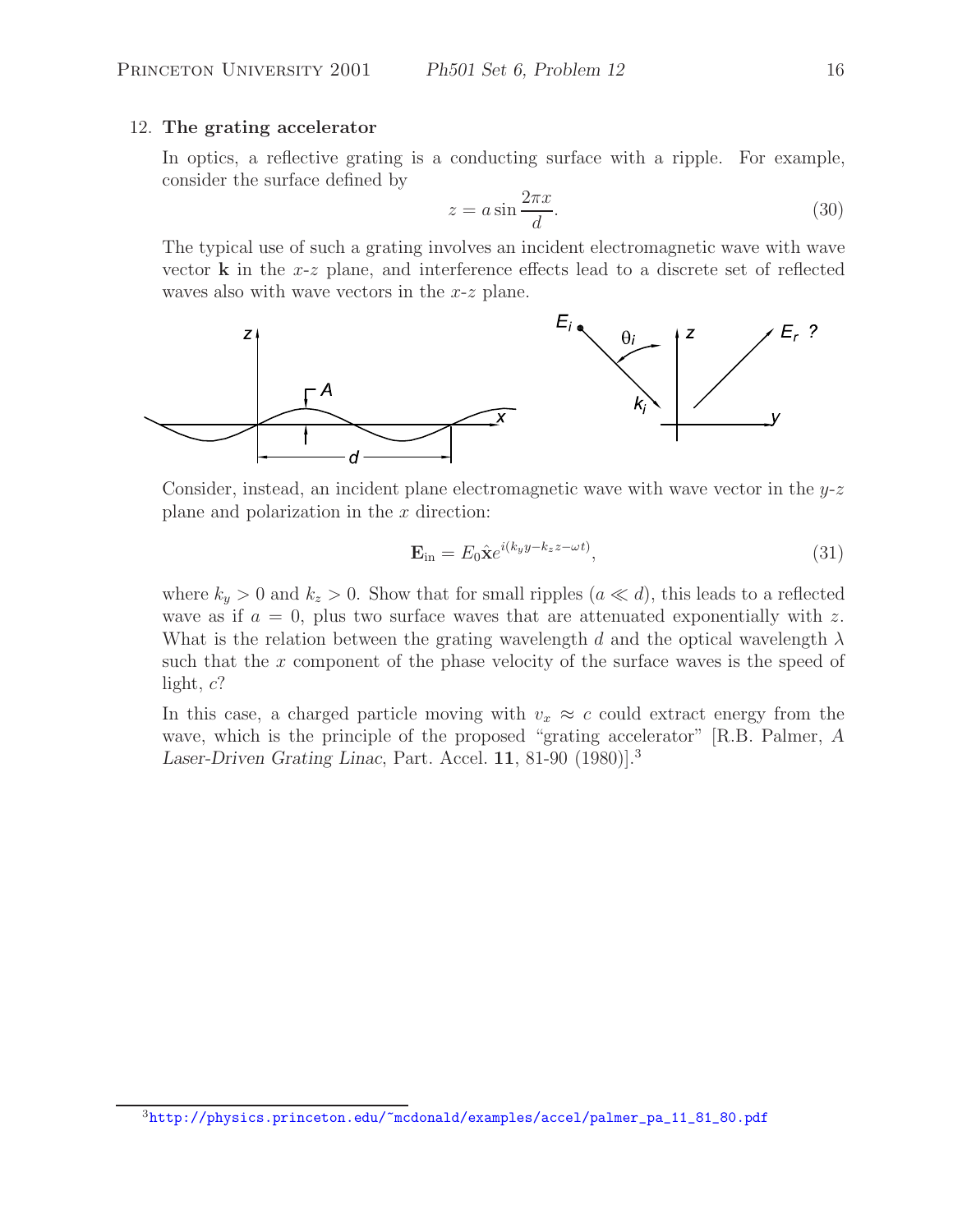12. **The grating accelerator**

In optics, a reflective grating is a conducting surface with a ripple. For example, consider the surface defined by

$$z = a \sin \frac{2\pi x}{d}. \tag{30}$$

The typical use of such a grating involves an incident electromagnetic wave with wave vector $\mathbf{k}$ in the $x$-$z$ plane, and interference effects lead to a discrete set of reflected waves also with wave vectors in the $x$-$z$ plane.

Consider, instead, an incident plane electromagnetic wave with wave vector in the $y$-$z$ plane and polarization in the $x$ direction:

$$\mathbf{E}_{\text{in}} = E_0 \hat{\mathbf{x}} e^{i(k_y y - k_z z - \omega t)}, \tag{31}$$

where $k_y > 0$ and $k_z > 0$. Show that for small ripples ($a \ll d$), this leads to a reflected wave as if $a = 0$, plus two surface waves that are attenuated exponentially with $z$. What is the relation between the grating wavelength $d$ and the optical wavelength $\lambda$ such that the $x$ component of the phase velocity of the surface waves is the speed of light, $c$?

In this case, a charged particle moving with $v_x \approx c$ could extract energy from the wave, which is the principle of the proposed "grating accelerator" [R.B. Palmer, *A Laser-Driven Grating Linac*, Part. Accel. **11**, 81-90 (1980)].[3]

[3] http://physics.princeton.edu/~mcdonald/examples/accel/palmer_pa_11_81_80.pdf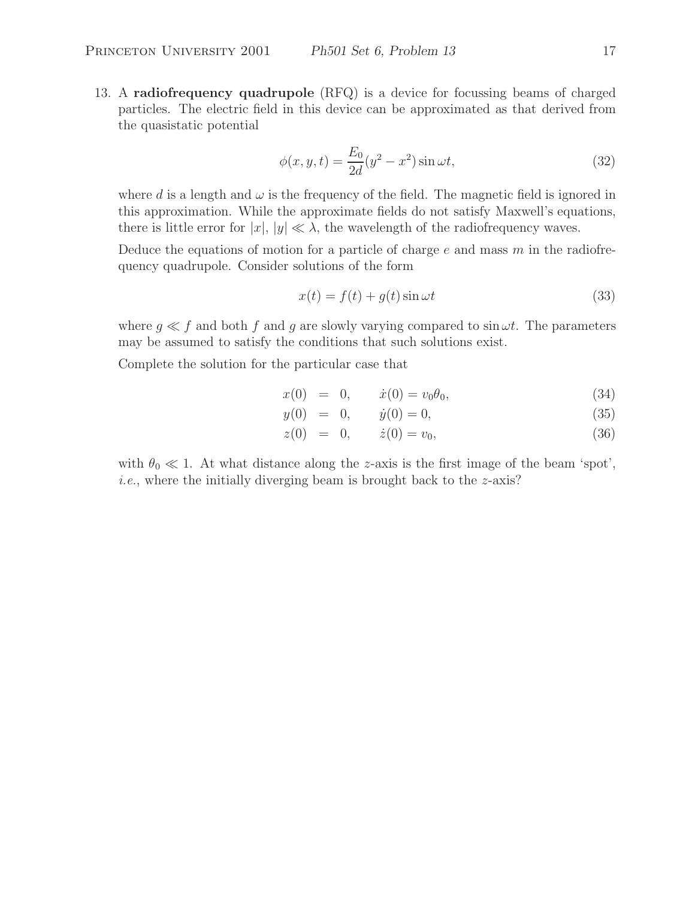13. A **radiofrequency quadrupole** (RFQ) is a device for focussing beams of charged particles. The electric field in this device can be approximated as that derived from the quasistatic potential

$$\phi(x, y, t) = \frac{E_0}{2d}(y^2 - x^2)\sin\omega t, \tag{32}$$

where $d$ is a length and $\omega$ is the frequency of the field. The magnetic field is ignored in this approximation. While the approximate fields do not satisfy Maxwell's equations, there is little error for $|x|, |y| \ll \lambda$, the wavelength of the radiofrequency waves.

Deduce the equations of motion for a particle of charge $e$ and mass $m$ in the radiofrequency quadrupole. Consider solutions of the form

$$x(t) = f(t) + g(t)\sin\omega t \tag{33}$$

where $g \ll f$ and both $f$ and $g$ are slowly varying compared to $\sin\omega t$. The parameters may be assumed to satisfy the conditions that such solutions exist.

Complete the solution for the particular case that

$$x(0) = 0, \qquad \dot{x}(0) = v_0\theta_0, \tag{34}$$

$$y(0) = 0, \qquad \dot{y}(0) = 0, \tag{35}$$

$$z(0) = 0, \qquad \dot{z}(0) = v_0, \tag{36}$$

with $\theta_0 \ll 1$. At what distance along the $z$-axis is the first image of the beam 'spot', *i.e.*, where the initially diverging beam is brought back to the $z$-axis?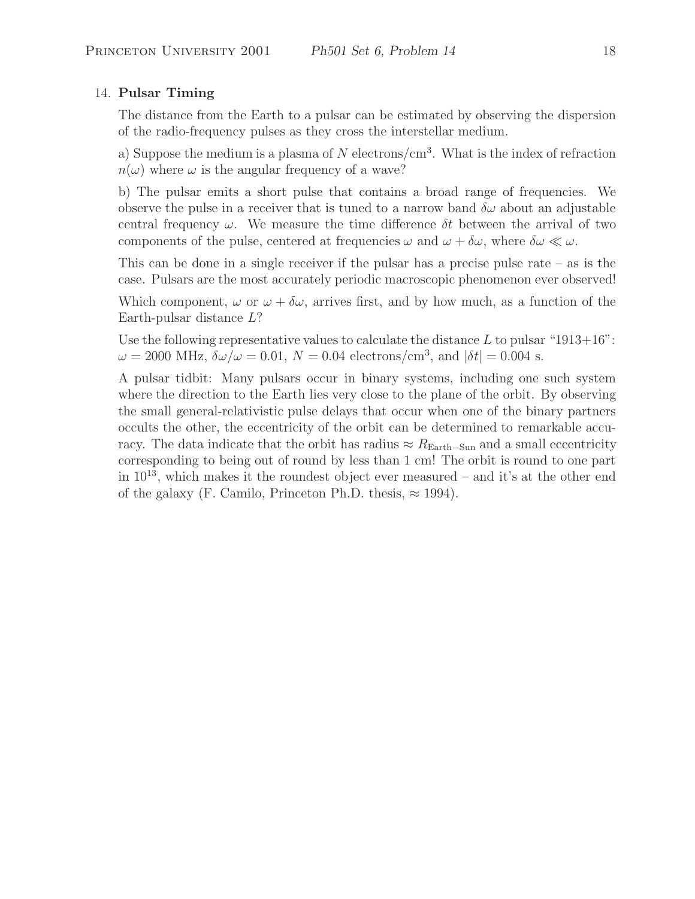### 14. **Pulsar Timing**

The distance from the Earth to a pulsar can be estimated by observing the dispersion of the radio-frequency pulses as they cross the interstellar medium.

a) Suppose the medium is a plasma of $N$ electrons/cm$^3$. What is the index of refraction $n(\omega)$ where $\omega$ is the angular frequency of a wave?

b) The pulsar emits a short pulse that contains a broad range of frequencies. We observe the pulse in a receiver that is tuned to a narrow band $\delta\omega$ about an adjustable central frequency $\omega$. We measure the time difference $\delta t$ between the arrival of two components of the pulse, centered at frequencies $\omega$ and $\omega + \delta\omega$, where $\delta\omega \ll \omega$.

This can be done in a single receiver if the pulsar has a precise pulse rate – as is the case. Pulsars are the most accurately periodic macroscopic phenomenon ever observed!

Which component, $\omega$ or $\omega + \delta\omega$, arrives first, and by how much, as a function of the Earth-pulsar distance $L$?

Use the following representative values to calculate the distance $L$ to pulsar "1913+16": $\omega = 2000$ MHz, $\delta\omega/\omega = 0.01$, $N = 0.04$ electrons/cm$^3$, and $|\delta t| = 0.004$ s.

A pulsar tidbit: Many pulsars occur in binary systems, including one such system where the direction to the Earth lies very close to the plane of the orbit. By observing the small general-relativistic pulse delays that occur when one of the binary partners occults the other, the eccentricity of the orbit can be determined to remarkable accuracy. The data indicate that the orbit has radius $\approx R_{\mathrm{Earth-Sun}}$ and a small eccentricity corresponding to being out of round by less than 1 cm! The orbit is round to one part in $10^{13}$, which makes it the roundest object ever measured – and it's at the other end of the galaxy (F. Camilo, Princeton Ph.D. thesis, $\approx$ 1994).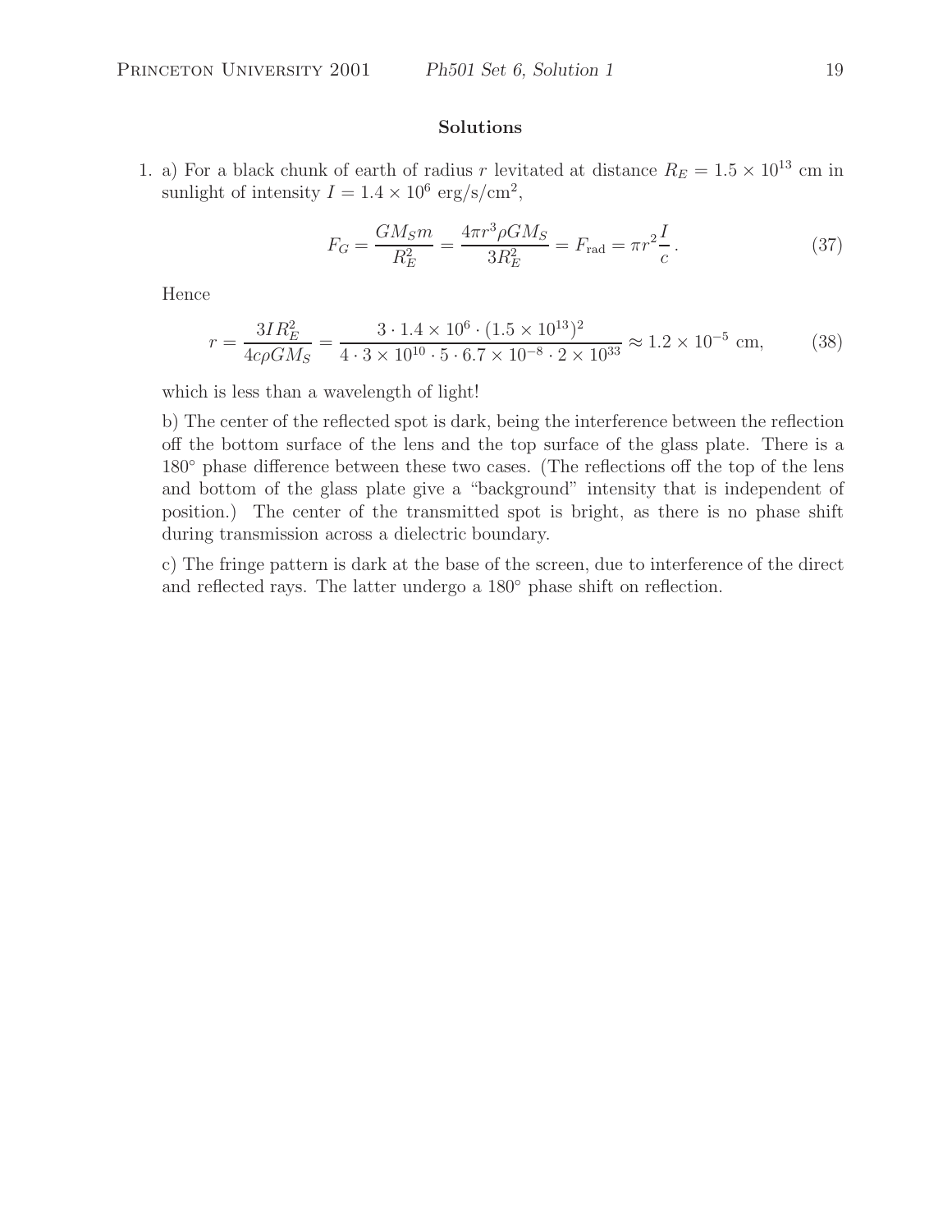## Solutions

1. a) For a black chunk of earth of radius $r$ levitated at distance $R_E = 1.5 \times 10^{13}$ cm in sunlight of intensity $I = 1.4 \times 10^6$ erg/s/cm$^2$,

$$F_G = \frac{GM_S m}{R_E^2} = \frac{4\pi r^3 \rho G M_S}{3R_E^2} = F_{\rm rad} = \pi r^2 \frac{I}{c}\,. \tag{37}$$

Hence

$$r = \frac{3IR_E^2}{4c\rho GM_S} = \frac{3 \cdot 1.4 \times 10^6 \cdot (1.5 \times 10^{13})^2}{4 \cdot 3 \times 10^{10} \cdot 5 \cdot 6.7 \times 10^{-8} \cdot 2 \times 10^{33}} \approx 1.2 \times 10^{-5} \text{ cm}, \tag{38}$$

which is less than a wavelength of light!

b) The center of the reflected spot is dark, being the interference between the reflection off the bottom surface of the lens and the top surface of the glass plate. There is a $180^\circ$ phase difference between these two cases. (The reflections off the top of the lens and bottom of the glass plate give a "background" intensity that is independent of position.) The center of the transmitted spot is bright, as there is no phase shift during transmission across a dielectric boundary.

c) The fringe pattern is dark at the base of the screen, due to interference of the direct and reflected rays. The latter undergo a $180^\circ$ phase shift on reflection.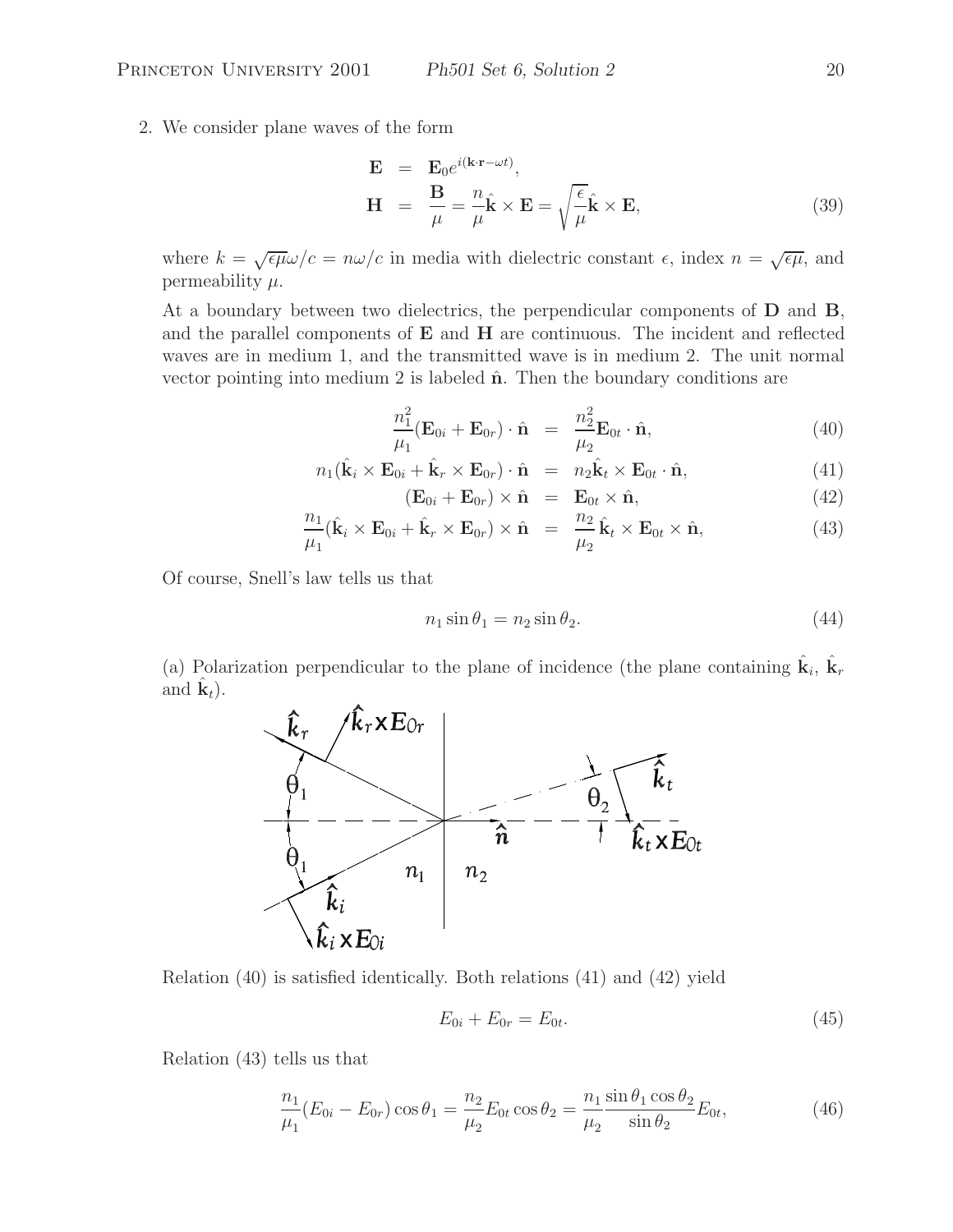2. We consider plane waves of the form

$$
\begin{aligned}
\mathbf{E} &= \mathbf{E}_0 e^{i(\mathbf{k}\cdot\mathbf{r}-\omega t)}, \\
\mathbf{H} &= \frac{\mathbf{B}}{\mu} = \frac{n}{\mu}\hat{\mathbf{k}} \times \mathbf{E} = \sqrt{\frac{\epsilon}{\mu}}\hat{\mathbf{k}} \times \mathbf{E},
\end{aligned} \tag{39}
$$

where $k = \sqrt{\epsilon\mu}\omega/c = n\omega/c$ in media with dielectric constant $\epsilon$, index $n = \sqrt{\epsilon\mu}$, and permeability $\mu$.

At a boundary between two dielectrics, the perpendicular components of $\mathbf{D}$ and $\mathbf{B}$, and the parallel components of $\mathbf{E}$ and $\mathbf{H}$ are continuous. The incident and reflected waves are in medium 1, and the transmitted wave is in medium 2. The unit normal vector pointing into medium 2 is labeled $\hat{\mathbf{n}}$. Then the boundary conditions are

$$
\frac{n_1^2}{\mu_1}(\mathbf{E}_{0i} + \mathbf{E}_{0r}) \cdot \hat{\mathbf{n}} = \frac{n_2^2}{\mu_2}\mathbf{E}_{0t} \cdot \hat{\mathbf{n}}, \tag{40}
$$

$$
n_1(\hat{\mathbf{k}}_i \times \mathbf{E}_{0i} + \hat{\mathbf{k}}_r \times \mathbf{E}_{0r}) \cdot \hat{\mathbf{n}} = n_2 \hat{\mathbf{k}}_t \times \mathbf{E}_{0t} \cdot \hat{\mathbf{n}}, \tag{41}
$$

$$
(\mathbf{E}_{0i} + \mathbf{E}_{0r}) \times \hat{\mathbf{n}} = \mathbf{E}_{0t} \times \hat{\mathbf{n}}, \tag{42}
$$

$$
\frac{n_1}{\mu_1}(\hat{\mathbf{k}}_i \times \mathbf{E}_{0i} + \hat{\mathbf{k}}_r \times \mathbf{E}_{0r}) \times \hat{\mathbf{n}} = \frac{n_2}{\mu_2}\hat{\mathbf{k}}_t \times \mathbf{E}_{0t} \times \hat{\mathbf{n}}, \tag{43}
$$

Of course, Snell's law tells us that

$$
n_1 \sin\theta_1 = n_2 \sin\theta_2. \tag{44}
$$

(a) Polarization perpendicular to the plane of incidence (the plane containing $\hat{\mathbf{k}}_i$, $\hat{\mathbf{k}}_r$ and $\hat{\mathbf{k}}_t$).

Relation (40) is satisfied identically. Both relations (41) and (42) yield

$$
E_{0i} + E_{0r} = E_{0t}. \tag{45}
$$

Relation (43) tells us that

$$
\frac{n_1}{\mu_1}(E_{0i} - E_{0r})\cos\theta_1 = \frac{n_2}{\mu_2}E_{0t}\cos\theta_2 = \frac{n_1}{\mu_2}\frac{\sin\theta_1\cos\theta_2}{\sin\theta_2}E_{0t}, \tag{46}
$$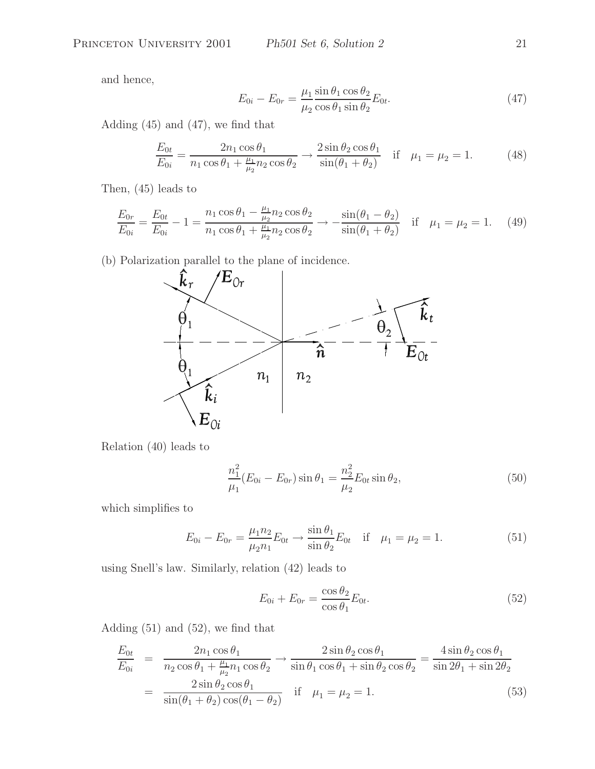and hence,

$$E_{0i} - E_{0r} = \frac{\mu_1}{\mu_2} \frac{\sin\theta_1 \cos\theta_2}{\cos\theta_1 \sin\theta_2} E_{0t}. \tag{47}$$

Adding (45) and (47), we find that

$$\frac{E_{0t}}{E_{0i}} = \frac{2n_1 \cos\theta_1}{n_1 \cos\theta_1 + \frac{\mu_1}{\mu_2} n_2 \cos\theta_2} \to \frac{2\sin\theta_2 \cos\theta_1}{\sin(\theta_1 + \theta_2)} \quad \text{if} \quad \mu_1 = \mu_2 = 1. \tag{48}$$

Then, (45) leads to

$$\frac{E_{0r}}{E_{0i}} = \frac{E_{0t}}{E_{0i}} - 1 = \frac{n_1 \cos\theta_1 - \frac{\mu_1}{\mu_2} n_2 \cos\theta_2}{n_1 \cos\theta_1 + \frac{\mu_1}{\mu_2} n_2 \cos\theta_2} \to -\frac{\sin(\theta_1 - \theta_2)}{\sin(\theta_1 + \theta_2)} \quad \text{if} \quad \mu_1 = \mu_2 = 1. \tag{49}$$

(b) Polarization parallel to the plane of incidence.

Relation (40) leads to

$$\frac{n_1^2}{\mu_1}(E_{0i} - E_{0r}) \sin\theta_1 = \frac{n_2^2}{\mu_2} E_{0t} \sin\theta_2, \tag{50}$$

which simplifies to

$$E_{0i} - E_{0r} = \frac{\mu_1 n_2}{\mu_2 n_1} E_{0t} \to \frac{\sin\theta_1}{\sin\theta_2} E_{0t} \quad \text{if} \quad \mu_1 = \mu_2 = 1. \tag{51}$$

using Snell's law. Similarly, relation (42) leads to

$$E_{0i} + E_{0r} = \frac{\cos\theta_2}{\cos\theta_1} E_{0t}. \tag{52}$$

Adding (51) and (52), we find that

$$\begin{aligned} \frac{E_{0t}}{E_{0i}} &= \frac{2n_1 \cos\theta_1}{n_2 \cos\theta_1 + \frac{\mu_1}{\mu_2} n_1 \cos\theta_2} \to \frac{2\sin\theta_2 \cos\theta_1}{\sin\theta_1 \cos\theta_1 + \sin\theta_2 \cos\theta_2} = \frac{4\sin\theta_2 \cos\theta_1}{\sin 2\theta_1 + \sin 2\theta_2} \\ &= \frac{2\sin\theta_2 \cos\theta_1}{\sin(\theta_1 + \theta_2)\cos(\theta_1 - \theta_2)} \quad \text{if} \quad \mu_1 = \mu_2 = 1. \end{aligned} \tag{53}$$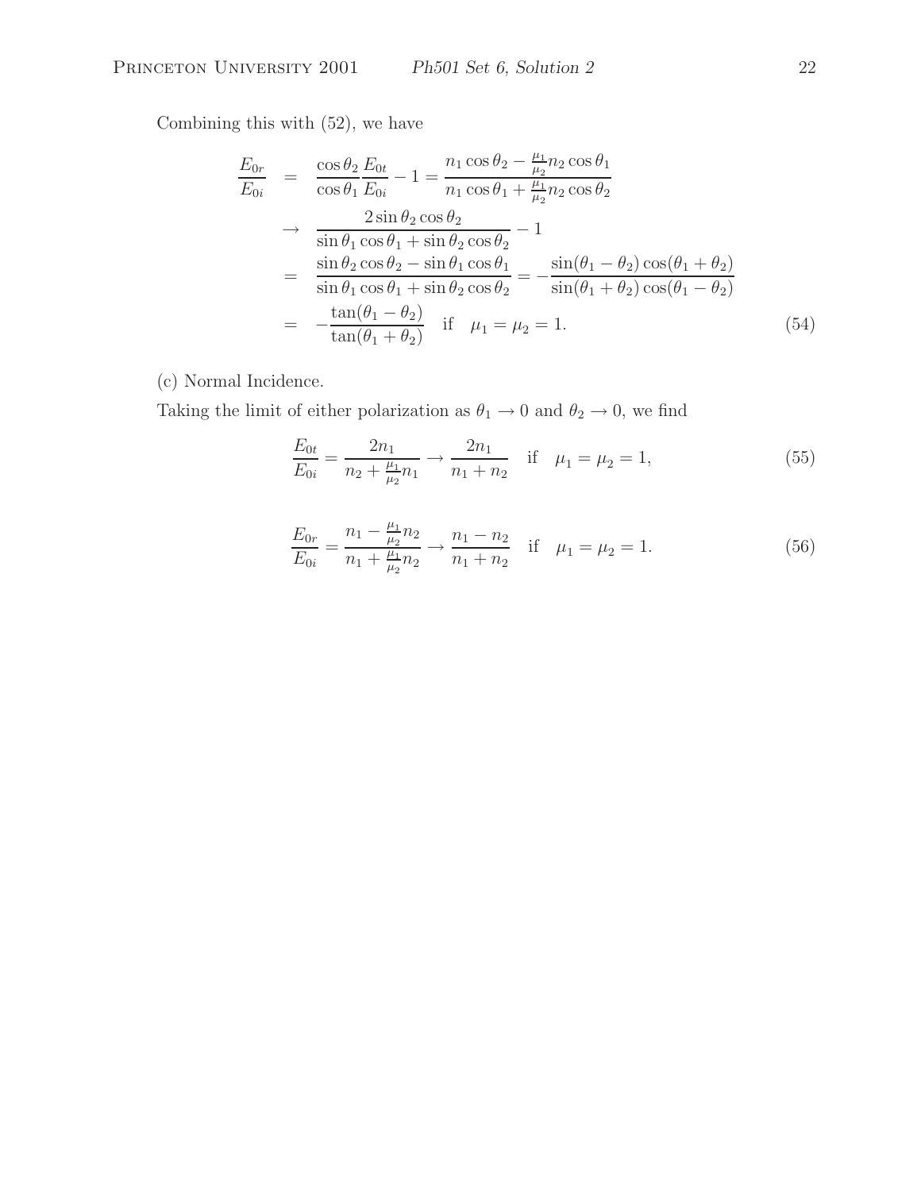Combining this with (52), we have

$$
\begin{aligned}
\frac{E_{0r}}{E_{0i}} &= \frac{\cos\theta_2}{\cos\theta_1}\frac{E_{0t}}{E_{0i}} - 1 = \frac{n_1\cos\theta_2 - \frac{\mu_1}{\mu_2}n_2\cos\theta_1}{n_1\cos\theta_1 + \frac{\mu_1}{\mu_2}n_2\cos\theta_2} \\
&\rightarrow \frac{2\sin\theta_2\cos\theta_2}{\sin\theta_1\cos\theta_1 + \sin\theta_2\cos\theta_2} - 1 \\
&= \frac{\sin\theta_2\cos\theta_2 - \sin\theta_1\cos\theta_1}{\sin\theta_1\cos\theta_1 + \sin\theta_2\cos\theta_2} = -\frac{\sin(\theta_1-\theta_2)\cos(\theta_1+\theta_2)}{\sin(\theta_1+\theta_2)\cos(\theta_1-\theta_2)} \\
&= -\frac{\tan(\theta_1-\theta_2)}{\tan(\theta_1+\theta_2)} \quad \text{if} \quad \mu_1 = \mu_2 = 1. \qquad (54)
\end{aligned}
$$

(c) Normal Incidence.

Taking the limit of either polarization as $\theta_1 \to 0$ and $\theta_2 \to 0$, we find

$$
\frac{E_{0t}}{E_{0i}} = \frac{2n_1}{n_2 + \frac{\mu_1}{\mu_2}n_1} \rightarrow \frac{2n_1}{n_1+n_2} \quad \text{if} \quad \mu_1 = \mu_2 = 1, \qquad (55)
$$

$$
\frac{E_{0r}}{E_{0i}} = \frac{n_1 - \frac{\mu_1}{\mu_2}n_2}{n_1 + \frac{\mu_1}{\mu_2}n_2} \rightarrow \frac{n_1-n_2}{n_1+n_2} \quad \text{if} \quad \mu_1 = \mu_2 = 1. \qquad (56)
$$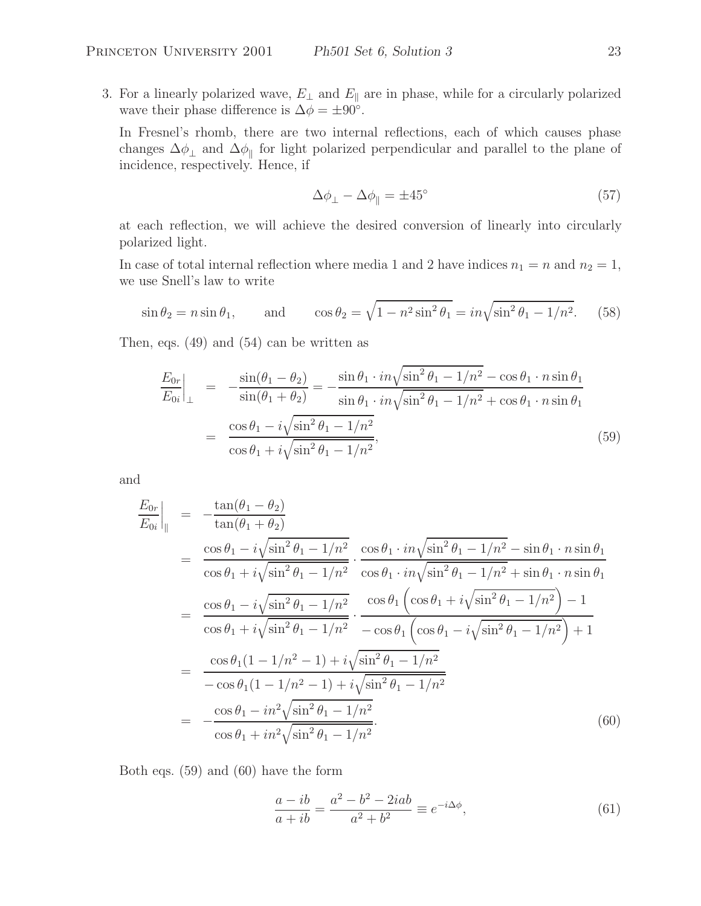3. For a linearly polarized wave, $E_\perp$ and $E_\parallel$ are in phase, while for a circularly polarized wave their phase difference is $\Delta\phi = \pm 90^\circ$.

   In Fresnel's rhomb, there are two internal reflections, each of which causes phase changes $\Delta\phi_\perp$ and $\Delta\phi_\parallel$ for light polarized perpendicular and parallel to the plane of incidence, respectively. Hence, if

$$\Delta\phi_\perp - \Delta\phi_\parallel = \pm 45^\circ \tag{57}$$

   at each reflection, we will achieve the desired conversion of linearly into circularly polarized light.

   In case of total internal reflection where media 1 and 2 have indices $n_1 = n$ and $n_2 = 1$, we use Snell's law to write

$$\sin\theta_2 = n \sin\theta_1, \qquad \text{and} \qquad \cos\theta_2 = \sqrt{1 - n^2 \sin^2\theta_1} = in\sqrt{\sin^2\theta_1 - 1/n^2}. \tag{58}$$

   Then, eqs. (49) and (54) can be written as

$$\begin{aligned}
\left.\frac{E_{0r}}{E_{0i}}\right|_\perp &= -\frac{\sin(\theta_1 - \theta_2)}{\sin(\theta_1 + \theta_2)} = -\frac{\sin\theta_1 \cdot in\sqrt{\sin^2\theta_1 - 1/n^2} - \cos\theta_1 \cdot n\sin\theta_1}{\sin\theta_1 \cdot in\sqrt{\sin^2\theta_1 - 1/n^2} + \cos\theta_1 \cdot n\sin\theta_1} \\
&= \frac{\cos\theta_1 - i\sqrt{\sin^2\theta_1 - 1/n^2}}{\cos\theta_1 + i\sqrt{\sin^2\theta_1 - 1/n^2}},
\end{aligned} \tag{59}$$

   and

$$\begin{aligned}
\left.\frac{E_{0r}}{E_{0i}}\right|_\parallel &= -\frac{\tan(\theta_1 - \theta_2)}{\tan(\theta_1 + \theta_2)} \\
&= \frac{\cos\theta_1 - i\sqrt{\sin^2\theta_1 - 1/n^2}}{\cos\theta_1 + i\sqrt{\sin^2\theta_1 - 1/n^2}} \cdot \frac{\cos\theta_1 \cdot in\sqrt{\sin^2\theta_1 - 1/n^2} - \sin\theta_1 \cdot n\sin\theta_1}{\cos\theta_1 \cdot in\sqrt{\sin^2\theta_1 - 1/n^2} + \sin\theta_1 \cdot n\sin\theta_1} \\
&= \frac{\cos\theta_1 - i\sqrt{\sin^2\theta_1 - 1/n^2}}{\cos\theta_1 + i\sqrt{\sin^2\theta_1 - 1/n^2}} \cdot \frac{\cos\theta_1\left(\cos\theta_1 + i\sqrt{\sin^2\theta_1 - 1/n^2}\right) - 1}{-\cos\theta_1\left(\cos\theta_1 - i\sqrt{\sin^2\theta_1 - 1/n^2}\right) + 1} \\
&= \frac{\cos\theta_1(1 - 1/n^2 - 1) + i\sqrt{\sin^2\theta_1 - 1/n^2}}{-\cos\theta_1(1 - 1/n^2 - 1) + i\sqrt{\sin^2\theta_1 - 1/n^2}} \\
&= -\frac{\cos\theta_1 - in^2\sqrt{\sin^2\theta_1 - 1/n^2}}{\cos\theta_1 + in^2\sqrt{\sin^2\theta_1 - 1/n^2}}.
\end{aligned} \tag{60}$$

   Both eqs. (59) and (60) have the form

$$\frac{a - ib}{a + ib} = \frac{a^2 - b^2 - 2iab}{a^2 + b^2} \equiv e^{-i\Delta\phi}, \tag{61}$$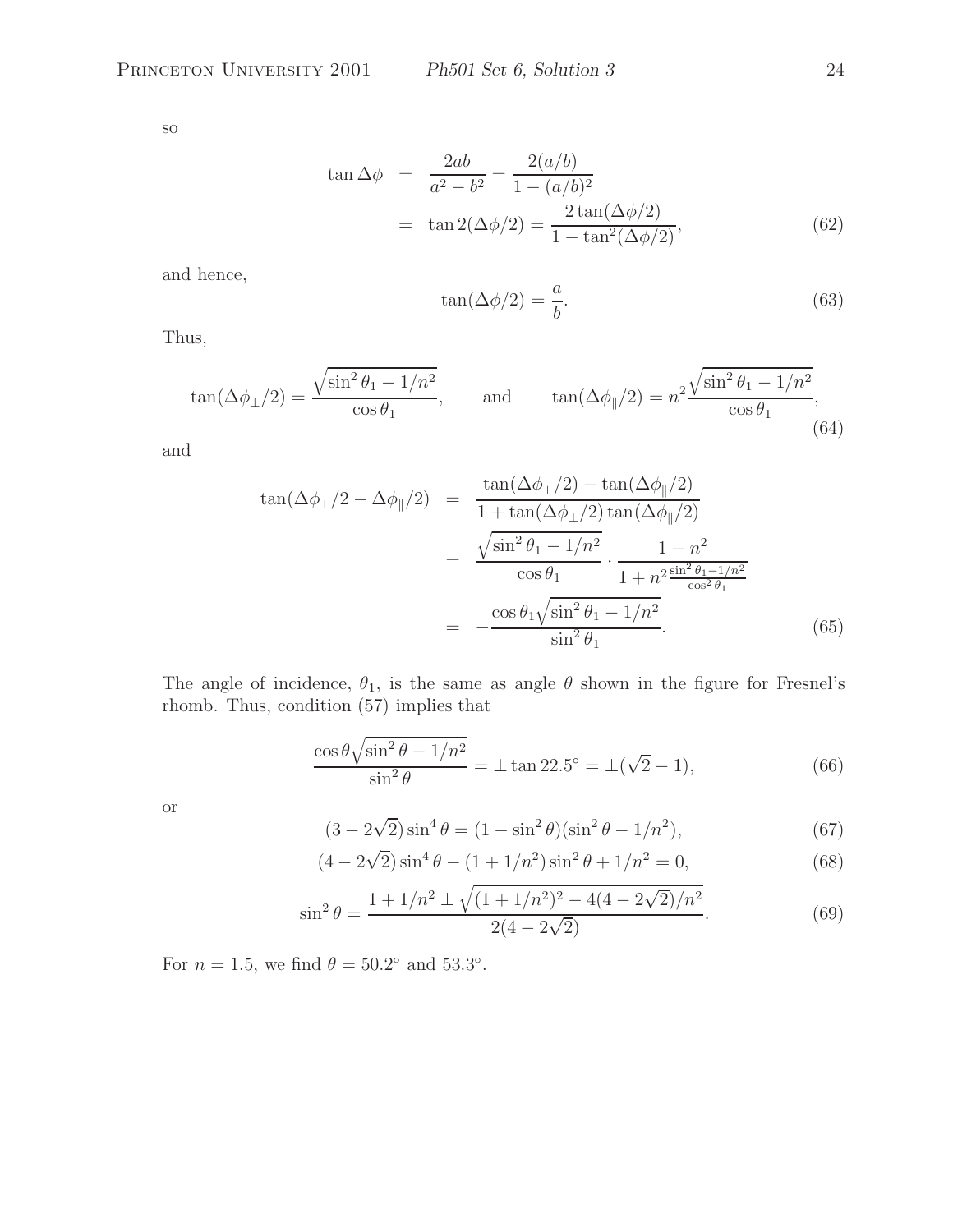so

$$\begin{aligned}
\tan \Delta\phi &= \frac{2ab}{a^2 - b^2} = \frac{2(a/b)}{1 - (a/b)^2} \\
&= \tan 2(\Delta\phi/2) = \frac{2\tan(\Delta\phi/2)}{1 - \tan^2(\Delta\phi/2)}, \qquad (62)
\end{aligned}$$

and hence,

$$\tan(\Delta\phi/2) = \frac{a}{b}. \qquad (63)$$

Thus,

$$\tan(\Delta\phi_\perp/2) = \frac{\sqrt{\sin^2\theta_1 - 1/n^2}}{\cos\theta_1}, \qquad \text{and} \qquad \tan(\Delta\phi_\parallel/2) = n^2\frac{\sqrt{\sin^2\theta_1 - 1/n^2}}{\cos\theta_1}, \qquad (64)$$

and

$$\begin{aligned}
\tan(\Delta\phi_\perp/2 - \Delta\phi_\parallel/2) &= \frac{\tan(\Delta\phi_\perp/2) - \tan(\Delta\phi_\parallel/2)}{1 + \tan(\Delta\phi_\perp/2)\tan(\Delta\phi_\parallel/2)} \\
&= \frac{\sqrt{\sin^2\theta_1 - 1/n^2}}{\cos\theta_1} \cdot \frac{1 - n^2}{1 + n^2\frac{\sin^2\theta_1 - 1/n^2}{\cos^2\theta_1}} \\
&= -\frac{\cos\theta_1\sqrt{\sin^2\theta_1 - 1/n^2}}{\sin^2\theta_1}. \qquad (65)
\end{aligned}$$

The angle of incidence, $\theta_1$, is the same as angle $\theta$ shown in the figure for Fresnel's rhomb. Thus, condition (57) implies that

$$\frac{\cos\theta\sqrt{\sin^2\theta - 1/n^2}}{\sin^2\theta} = \pm\tan 22.5^\circ = \pm(\sqrt{2} - 1), \qquad (66)$$

or

$$(3 - 2\sqrt{2})\sin^4\theta = (1 - \sin^2\theta)(\sin^2\theta - 1/n^2), \qquad (67)$$

$$(4 - 2\sqrt{2})\sin^4\theta - (1 + 1/n^2)\sin^2\theta + 1/n^2 = 0, \qquad (68)$$

$$\sin^2\theta = \frac{1 + 1/n^2 \pm \sqrt{(1 + 1/n^2)^2 - 4(4 - 2\sqrt{2})/n^2}}{2(4 - 2\sqrt{2})}. \qquad (69)$$

For $n = 1.5$, we find $\theta = 50.2^\circ$ and $53.3^\circ$.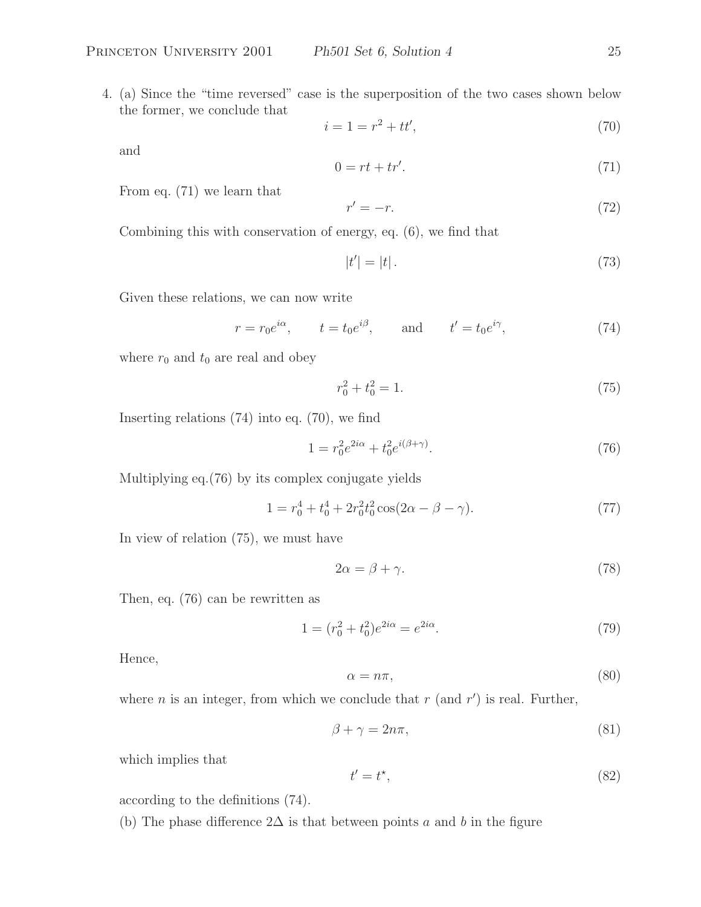4. (a) Since the "time reversed" case is the superposition of the two cases shown below the former, we conclude that

$$i = 1 = r^2 + tt', \tag{70}$$

and

$$0 = rt + tr'. \tag{71}$$

From eq. (71) we learn that

$$r' = -r. \tag{72}$$

Combining this with conservation of energy, eq. (6), we find that

$$|t'| = |t|. \tag{73}$$

Given these relations, we can now write

$$r = r_0 e^{i\alpha}, \qquad t = t_0 e^{i\beta}, \qquad \text{and} \qquad t' = t_0 e^{i\gamma}, \tag{74}$$

where $r_0$ and $t_0$ are real and obey

$$r_0^2 + t_0^2 = 1. \tag{75}$$

Inserting relations (74) into eq. (70), we find

$$1 = r_0^2 e^{2i\alpha} + t_0^2 e^{i(\beta+\gamma)}. \tag{76}$$

Multiplying eq.(76) by its complex conjugate yields

$$1 = r_0^4 + t_0^4 + 2r_0^2 t_0^2 \cos(2\alpha - \beta - \gamma). \tag{77}$$

In view of relation (75), we must have

$$2\alpha = \beta + \gamma. \tag{78}$$

Then, eq. (76) can be rewritten as

$$1 = (r_0^2 + t_0^2)e^{2i\alpha} = e^{2i\alpha}. \tag{79}$$

Hence,

$$\alpha = n\pi, \tag{80}$$

where $n$ is an integer, from which we conclude that $r$ (and $r'$) is real. Further,

$$\beta + \gamma = 2n\pi, \tag{81}$$

which implies that

$$t' = t^\star, \tag{82}$$

according to the definitions (74).

(b) The phase difference $2\Delta$ is that between points $a$ and $b$ in the figure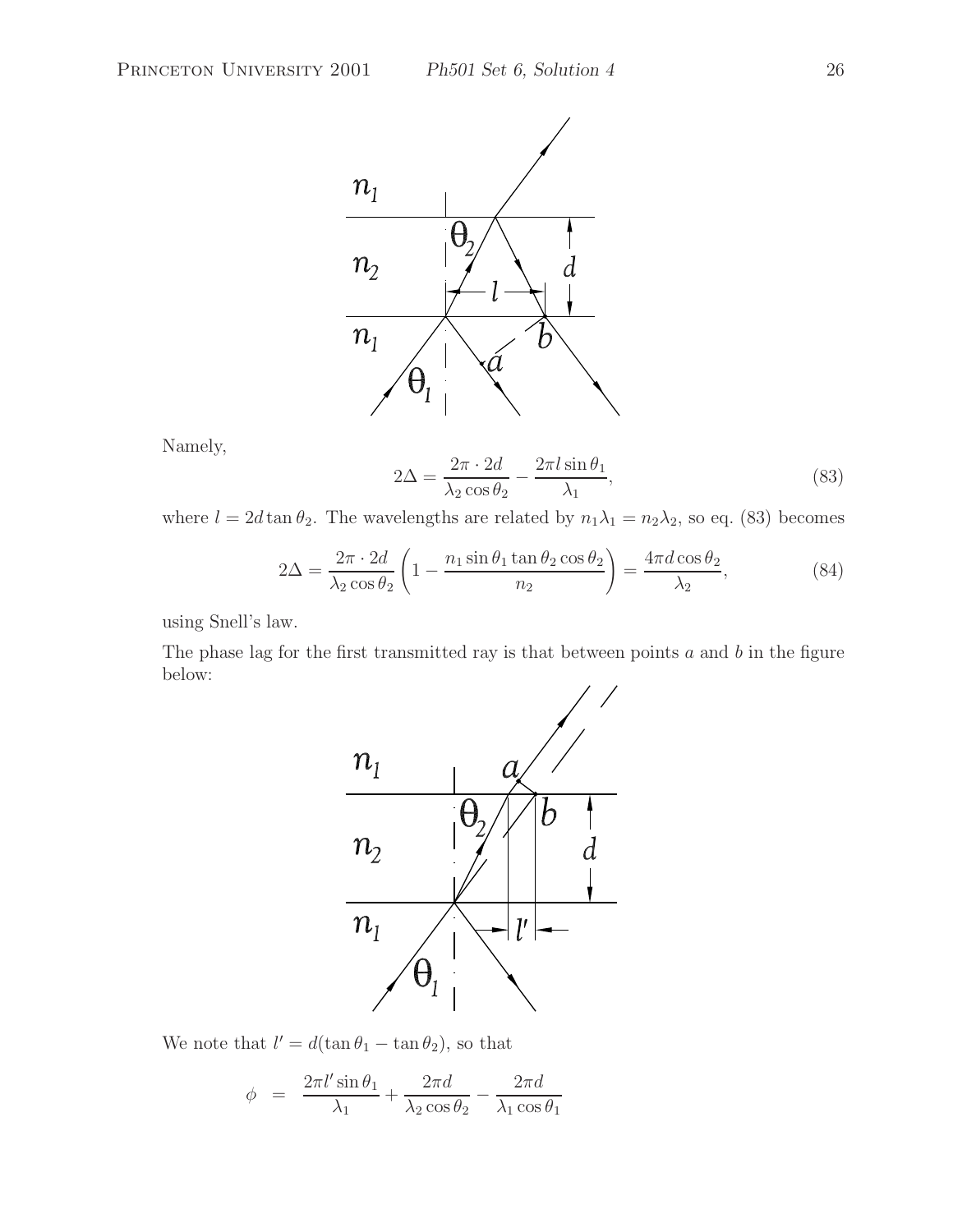Namely,

$$2\Delta = \frac{2\pi \cdot 2d}{\lambda_2 \cos\theta_2} - \frac{2\pi l \sin\theta_1}{\lambda_1}, \tag{83}$$

where $l = 2d\tan\theta_2$. The wavelengths are related by $n_1\lambda_1 = n_2\lambda_2$, so eq. (83) becomes

$$2\Delta = \frac{2\pi \cdot 2d}{\lambda_2 \cos\theta_2}\left(1 - \frac{n_1 \sin\theta_1 \tan\theta_2 \cos\theta_2}{n_2}\right) = \frac{4\pi d \cos\theta_2}{\lambda_2}, \tag{84}$$

using Snell's law.

The phase lag for the first transmitted ray is that between points $a$ and $b$ in the figure below:

We note that $l' = d(\tan\theta_1 - \tan\theta_2)$, so that

$$\phi \;\; = \;\; \frac{2\pi l' \sin\theta_1}{\lambda_1} + \frac{2\pi d}{\lambda_2 \cos\theta_2} - \frac{2\pi d}{\lambda_1 \cos\theta_1}$$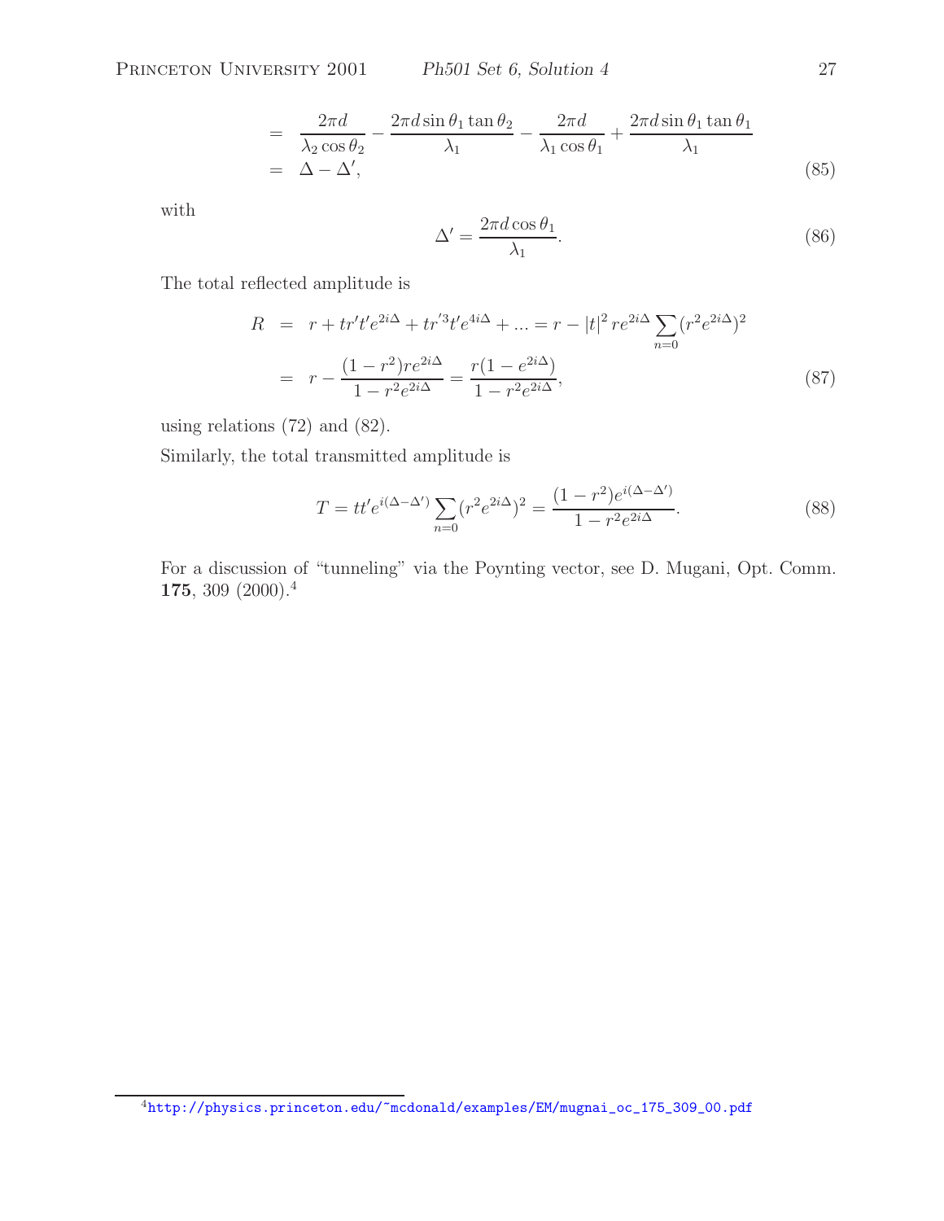$$
\begin{aligned}
&= \frac{2\pi d}{\lambda_2 \cos\theta_2} - \frac{2\pi d \sin\theta_1 \tan\theta_2}{\lambda_1} - \frac{2\pi d}{\lambda_1 \cos\theta_1} + \frac{2\pi d \sin\theta_1 \tan\theta_1}{\lambda_1} \\
&= \Delta - \Delta',
\end{aligned}
\tag{85}
$$

with

$$
\Delta' = \frac{2\pi d \cos\theta_1}{\lambda_1}. \tag{86}
$$

The total reflected amplitude is

$$
\begin{aligned}
R &= r + tr't'e^{2i\Delta} + tr'^3t'e^{4i\Delta} + ... = r - |t|^2 \, re^{2i\Delta} \sum_{n=0} (r^2 e^{2i\Delta})^2 \\
&= r - \frac{(1 - r^2) re^{2i\Delta}}{1 - r^2 e^{2i\Delta}} = \frac{r(1 - e^{2i\Delta})}{1 - r^2 e^{2i\Delta}},
\end{aligned}
\tag{87}
$$

using relations (72) and (82).

Similarly, the total transmitted amplitude is

$$
T = tt'e^{i(\Delta - \Delta')} \sum_{n=0} (r^2 e^{2i\Delta})^2 = \frac{(1 - r^2) e^{i(\Delta - \Delta')}}{1 - r^2 e^{2i\Delta}}. \tag{88}
$$

For a discussion of "tunneling" via the Poynting vector, see D. Mugani, Opt. Comm. **175**, 309 (2000).[4]

[4] http://physics.princeton.edu/~mcdonald/examples/EM/mugnai_oc_175_309_00.pdf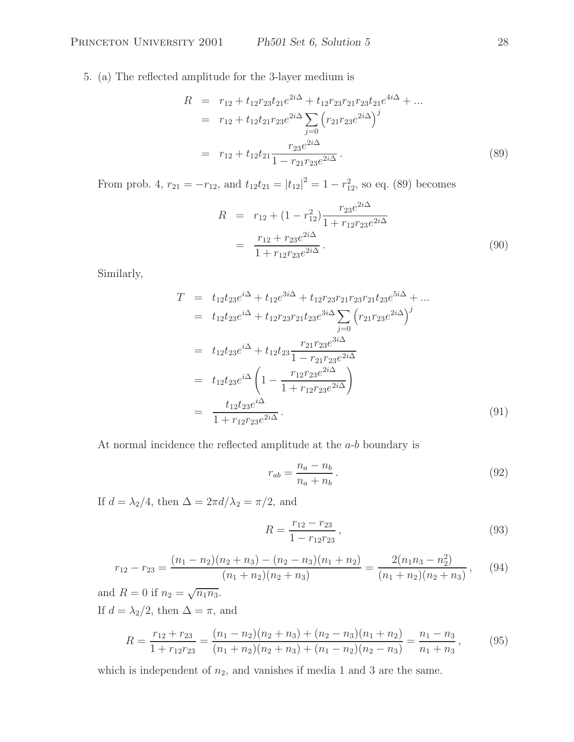5. (a) The reflected amplitude for the 3-layer medium is

$$
\begin{aligned}
R &= r_{12} + t_{12} r_{23} t_{21} e^{2i\Delta} + t_{12} r_{23} r_{21} r_{23} t_{21} e^{4i\Delta} + ... \\
&= r_{12} + t_{12} t_{21} r_{23} e^{2i\Delta} \sum_{j=0} \left( r_{21} r_{23} e^{2i\Delta} \right)^j \\
&= r_{12} + t_{12} t_{21} \frac{r_{23} e^{2i\Delta}}{1 - r_{21} r_{23} e^{2i\Delta}} . \qquad (89)
\end{aligned}
$$

From prob. 4, $r_{21} = -r_{12}$, and $t_{12} t_{21} = |t_{12}|^2 = 1 - r_{12}^2$, so eq. (89) becomes

$$
\begin{aligned}
R &= r_{12} + (1 - r_{12}^2) \frac{r_{23} e^{2i\Delta}}{1 + r_{12} r_{23} e^{2i\Delta}} \\
&= \frac{r_{12} + r_{23} e^{2i\Delta}}{1 + r_{12} r_{23} e^{2i\Delta}} . \qquad (90)
\end{aligned}
$$

Similarly,

$$
\begin{aligned}
T &= t_{12} t_{23} e^{i\Delta} + t_{12} e^{3i\Delta} + t_{12} r_{23} r_{21} r_{23} r_{21} t_{23} e^{5i\Delta} + ... \\
&= t_{12} t_{23} e^{i\Delta} + t_{12} r_{23} r_{21} t_{23} e^{3i\Delta} \sum_{j=0} \left( r_{21} r_{23} e^{2i\Delta} \right)^j \\
&= t_{12} t_{23} e^{i\Delta} + t_{12} t_{23} \frac{r_{21} r_{23} e^{3i\Delta}}{1 - r_{21} r_{23} e^{2i\Delta}} \\
&= t_{12} t_{23} e^{i\Delta} \left( 1 - \frac{r_{12} r_{23} e^{2i\Delta}}{1 + r_{12} r_{23} e^{2i\Delta}} \right) \\
&= \frac{t_{12} t_{23} e^{i\Delta}}{1 + r_{12} r_{23} e^{2i\Delta}} . \qquad (91)
\end{aligned}
$$

At normal incidence the reflected amplitude at the $a$-$b$ boundary is

$$
r_{ab} = \frac{n_a - n_b}{n_a + n_b} . \qquad (92)
$$

If $d = \lambda_2/4$, then $\Delta = 2\pi d/\lambda_2 = \pi/2$, and

$$
R = \frac{r_{12} - r_{23}}{1 - r_{12} r_{23}} , \qquad (93)
$$

$$
r_{12} - r_{23} = \frac{(n_1 - n_2)(n_2 + n_3) - (n_2 - n_3)(n_1 + n_2)}{(n_1 + n_2)(n_2 + n_3)} = \frac{2(n_1 n_3 - n_2^2)}{(n_1 + n_2)(n_2 + n_3)} , \qquad (94)
$$

and $R = 0$ if $n_2 = \sqrt{n_1 n_3}$.

If $d = \lambda_2/2$, then $\Delta = \pi$, and

$$
R = \frac{r_{12} + r_{23}}{1 + r_{12} r_{23}} = \frac{(n_1 - n_2)(n_2 + n_3) + (n_2 - n_3)(n_1 + n_2)}{(n_1 + n_2)(n_2 + n_3) + (n_1 - n_2)(n_2 - n_3)} = \frac{n_1 - n_3}{n_1 + n_3} , \qquad (95)
$$

which is independent of $n_2$, and vanishes if media 1 and 3 are the same.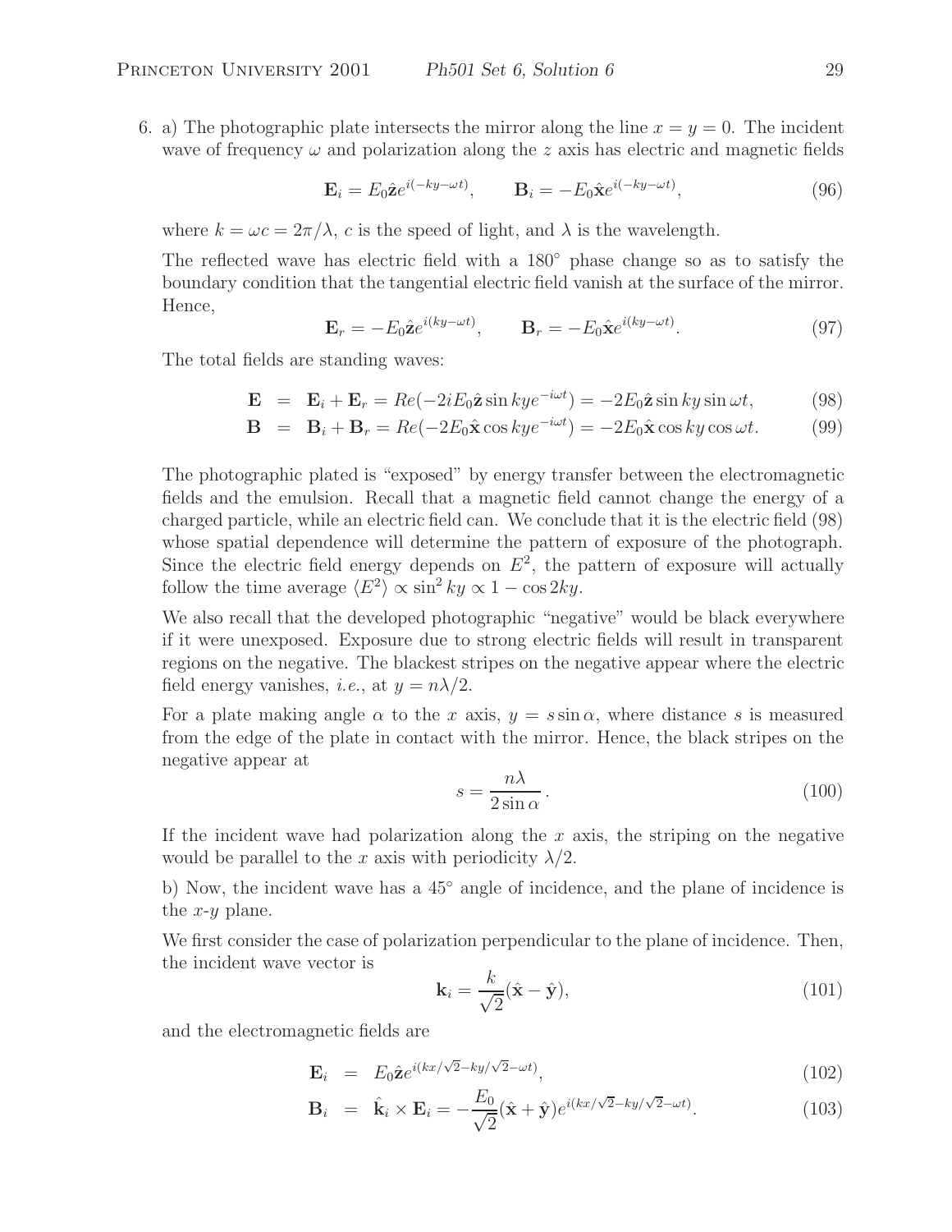6. a) The photographic plate intersects the mirror along the line $x = y = 0$. The incident wave of frequency $\omega$ and polarization along the $z$ axis has electric and magnetic fields

$$\mathbf{E}_i = E_0 \hat{\mathbf{z}} e^{i(-ky-\omega t)}, \qquad \mathbf{B}_i = -E_0 \hat{\mathbf{x}} e^{i(-ky-\omega t)}, \tag{96}$$

where $k = \omega c = 2\pi/\lambda$, $c$ is the speed of light, and $\lambda$ is the wavelength.

The reflected wave has electric field with a 180° phase change so as to satisfy the boundary condition that the tangential electric field vanish at the surface of the mirror. Hence,

$$\mathbf{E}_r = -E_0 \hat{\mathbf{z}} e^{i(ky-\omega t)}, \qquad \mathbf{B}_r = -E_0 \hat{\mathbf{x}} e^{i(ky-\omega t)}. \tag{97}$$

The total fields are standing waves:

$$\mathbf{E} = \mathbf{E}_i + \mathbf{E}_r = Re(-2iE_0 \hat{\mathbf{z}} \sin ky e^{-i\omega t}) = -2E_0 \hat{\mathbf{z}} \sin ky \sin \omega t, \tag{98}$$

$$\mathbf{B} = \mathbf{B}_i + \mathbf{B}_r = Re(-2E_0 \hat{\mathbf{x}} \cos ky e^{-i\omega t}) = -2E_0 \hat{\mathbf{x}} \cos ky \cos \omega t. \tag{99}$$

The photographic plated is "exposed" by energy transfer between the electromagnetic fields and the emulsion. Recall that a magnetic field cannot change the energy of a charged particle, while an electric field can. We conclude that it is the electric field (98) whose spatial dependence will determine the pattern of exposure of the photograph. Since the electric field energy depends on $E^2$, the pattern of exposure will actually follow the time average $\langle E^2 \rangle \propto \sin^2 ky \propto 1 - \cos 2ky$.

We also recall that the developed photographic "negative" would be black everywhere if it were unexposed. Exposure due to strong electric fields will result in transparent regions on the negative. The blackest stripes on the negative appear where the electric field energy vanishes, *i.e.*, at $y = n\lambda/2$.

For a plate making angle $\alpha$ to the $x$ axis, $y = s \sin \alpha$, where distance $s$ is measured from the edge of the plate in contact with the mirror. Hence, the black stripes on the negative appear at

$$s = \frac{n\lambda}{2 \sin \alpha}. \tag{100}$$

If the incident wave had polarization along the $x$ axis, the striping on the negative would be parallel to the $x$ axis with periodicity $\lambda/2$.

b) Now, the incident wave has a 45° angle of incidence, and the plane of incidence is the $x$-$y$ plane.

We first consider the case of polarization perpendicular to the plane of incidence. Then, the incident wave vector is

$$\mathbf{k}_i = \frac{k}{\sqrt{2}}(\hat{\mathbf{x}} - \hat{\mathbf{y}}), \tag{101}$$

and the electromagnetic fields are

$$\mathbf{E}_i = E_0 \hat{\mathbf{z}} e^{i(kx/\sqrt{2} - ky/\sqrt{2} - \omega t)}, \tag{102}$$

$$\mathbf{B}_i = \hat{\mathbf{k}}_i \times \mathbf{E}_i = -\frac{E_0}{\sqrt{2}}(\hat{\mathbf{x}} + \hat{\mathbf{y}}) e^{i(kx/\sqrt{2} - ky/\sqrt{2} - \omega t)}. \tag{103}$$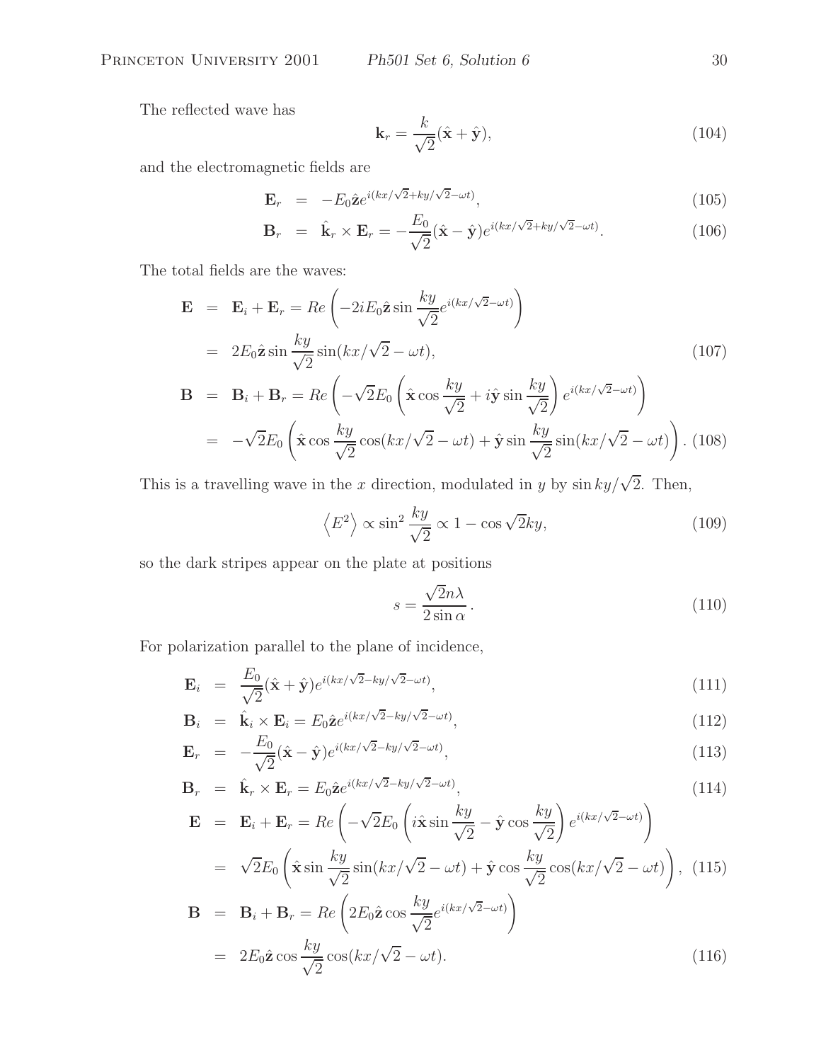The reflected wave has

$$\mathbf{k}_r = \frac{k}{\sqrt{2}}(\hat{\mathbf{x}} + \hat{\mathbf{y}}), \tag{104}$$

and the electromagnetic fields are

$$\begin{aligned}
\mathbf{E}_r &= -E_0\hat{\mathbf{z}}e^{i(kx/\sqrt{2}+ky/\sqrt{2}-\omega t)}, & (105)\\
\mathbf{B}_r &= \hat{\mathbf{k}}_r \times \mathbf{E}_r = -\frac{E_0}{\sqrt{2}}(\hat{\mathbf{x}} - \hat{\mathbf{y}})e^{i(kx/\sqrt{2}+ky/\sqrt{2}-\omega t)}. & (106)
\end{aligned}$$

The total fields are the waves:

$$\begin{aligned}
\mathbf{E} &= \mathbf{E}_i + \mathbf{E}_r = Re\left(-2iE_0\hat{\mathbf{z}}\sin\frac{ky}{\sqrt{2}}e^{i(kx/\sqrt{2}-\omega t)}\right)\\
&= 2E_0\hat{\mathbf{z}}\sin\frac{ky}{\sqrt{2}}\sin(kx/\sqrt{2}-\omega t), & (107)\\
\mathbf{B} &= \mathbf{B}_i + \mathbf{B}_r = Re\left(-\sqrt{2}E_0\left(\hat{\mathbf{x}}\cos\frac{ky}{\sqrt{2}} + i\hat{\mathbf{y}}\sin\frac{ky}{\sqrt{2}}\right)e^{i(kx/\sqrt{2}-\omega t)}\right)\\
&= -\sqrt{2}E_0\left(\hat{\mathbf{x}}\cos\frac{ky}{\sqrt{2}}\cos(kx/\sqrt{2}-\omega t) + \hat{\mathbf{y}}\sin\frac{ky}{\sqrt{2}}\sin(kx/\sqrt{2}-\omega t)\right). & (108)
\end{aligned}$$

This is a travelling wave in the $x$ direction, modulated in $y$ by $\sin ky/\sqrt{2}$. Then,

$$\left\langle E^2 \right\rangle \propto \sin^2\frac{ky}{\sqrt{2}} \propto 1 - \cos\sqrt{2}ky, \tag{109}$$

so the dark stripes appear on the plate at positions

$$s = \frac{\sqrt{2}n\lambda}{2\sin\alpha}. \tag{110}$$

For polarization parallel to the plane of incidence,

$$\begin{aligned}
\mathbf{E}_i &= \frac{E_0}{\sqrt{2}}(\hat{\mathbf{x}} + \hat{\mathbf{y}})e^{i(kx/\sqrt{2}-ky/\sqrt{2}-\omega t)}, & (111)\\
\mathbf{B}_i &= \hat{\mathbf{k}}_i \times \mathbf{E}_i = E_0\hat{\mathbf{z}}e^{i(kx/\sqrt{2}-ky/\sqrt{2}-\omega t)}, & (112)\\
\mathbf{E}_r &= -\frac{E_0}{\sqrt{2}}(\hat{\mathbf{x}} - \hat{\mathbf{y}})e^{i(kx/\sqrt{2}-ky/\sqrt{2}-\omega t)}, & (113)\\
\mathbf{B}_r &= \hat{\mathbf{k}}_r \times \mathbf{E}_r = E_0\hat{\mathbf{z}}e^{i(kx/\sqrt{2}-ky/\sqrt{2}-\omega t)}, & (114)\\
\mathbf{E} &= \mathbf{E}_i + \mathbf{E}_r = Re\left(-\sqrt{2}E_0\left(i\hat{\mathbf{x}}\sin\frac{ky}{\sqrt{2}} - \hat{\mathbf{y}}\cos\frac{ky}{\sqrt{2}}\right)e^{i(kx/\sqrt{2}-\omega t)}\right)\\
&= \sqrt{2}E_0\left(\hat{\mathbf{x}}\sin\frac{ky}{\sqrt{2}}\sin(kx/\sqrt{2}-\omega t) + \hat{\mathbf{y}}\cos\frac{ky}{\sqrt{2}}\cos(kx/\sqrt{2}-\omega t)\right), & (115)\\
\mathbf{B} &= \mathbf{B}_i + \mathbf{B}_r = Re\left(2E_0\hat{\mathbf{z}}\cos\frac{ky}{\sqrt{2}}e^{i(kx/\sqrt{2}-\omega t)}\right)\\
&= 2E_0\hat{\mathbf{z}}\cos\frac{ky}{\sqrt{2}}\cos(kx/\sqrt{2}-\omega t). & (116)
\end{aligned}$$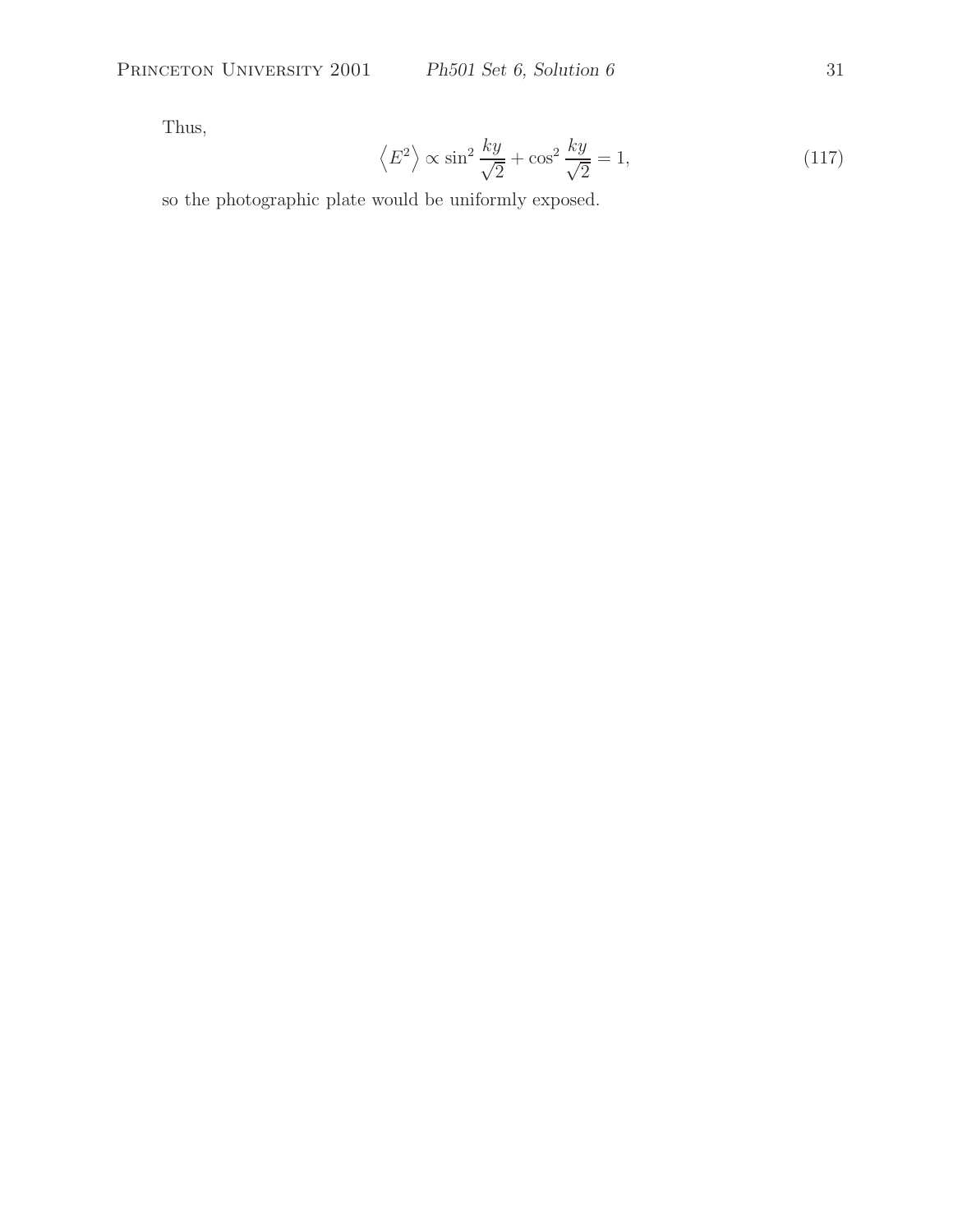Thus,

$$\left\langle E^2 \right\rangle \propto \sin^2 \frac{ky}{\sqrt{2}} + \cos^2 \frac{ky}{\sqrt{2}} = 1, \tag{117}$$

so the photographic plate would be uniformly exposed.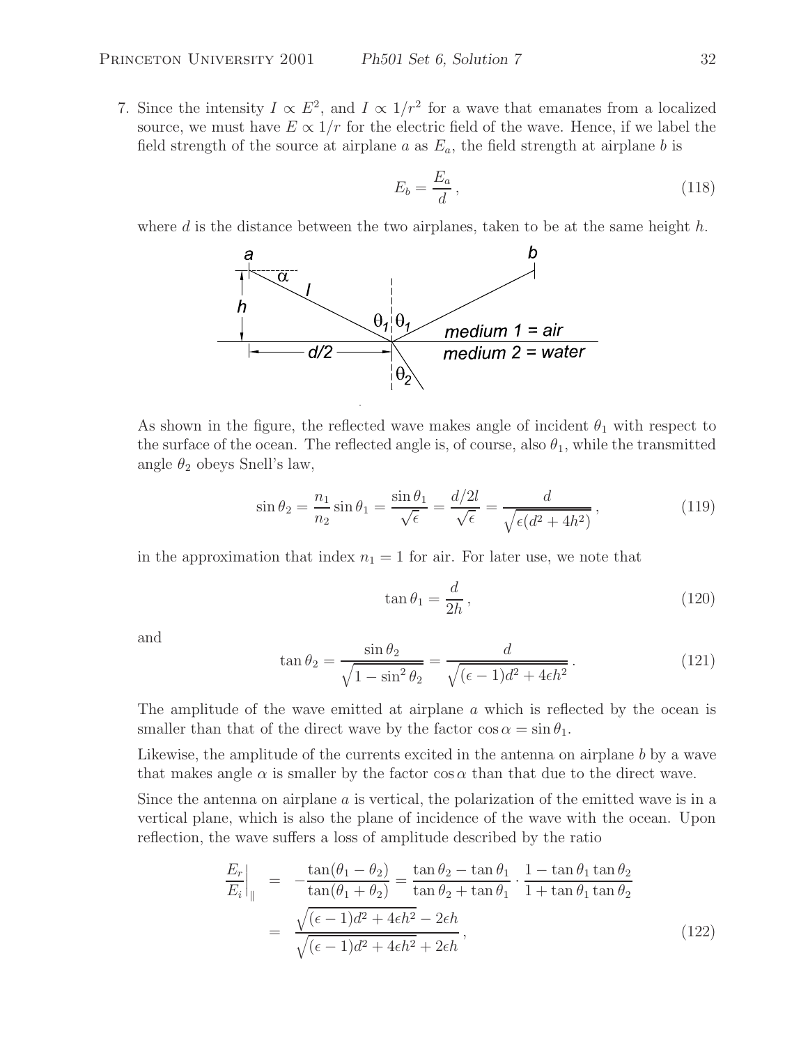7. Since the intensity $I \propto E^2$, and $I \propto 1/r^2$ for a wave that emanates from a localized source, we must have $E \propto 1/r$ for the electric field of the wave. Hence, if we label the field strength of the source at airplane $a$ as $E_a$, the field strength at airplane $b$ is

$$E_b = \frac{E_a}{d}, \tag{118}$$

where $d$ is the distance between the two airplanes, taken to be at the same height $h$.

As shown in the figure, the reflected wave makes angle of incident $\theta_1$ with respect to the surface of the ocean. The reflected angle is, of course, also $\theta_1$, while the transmitted angle $\theta_2$ obeys Snell's law,

$$\sin\theta_2 = \frac{n_1}{n_2}\sin\theta_1 = \frac{\sin\theta_1}{\sqrt{\epsilon}} = \frac{d/2l}{\sqrt{\epsilon}} = \frac{d}{\sqrt{\epsilon(d^2+4h^2)}}, \tag{119}$$

in the approximation that index $n_1 = 1$ for air. For later use, we note that

$$\tan\theta_1 = \frac{d}{2h}, \tag{120}$$

and

$$\tan\theta_2 = \frac{\sin\theta_2}{\sqrt{1-\sin^2\theta_2}} = \frac{d}{\sqrt{(\epsilon-1)d^2+4\epsilon h^2}}. \tag{121}$$

The amplitude of the wave emitted at airplane $a$ which is reflected by the ocean is smaller than that of the direct wave by the factor $\cos\alpha = \sin\theta_1$.

Likewise, the amplitude of the currents excited in the antenna on airplane $b$ by a wave that makes angle $\alpha$ is smaller by the factor $\cos\alpha$ than that due to the direct wave.

Since the antenna on airplane $a$ is vertical, the polarization of the emitted wave is in a vertical plane, which is also the plane of incidence of the wave with the ocean. Upon reflection, the wave suffers a loss of amplitude described by the ratio

$$\begin{aligned}
\left.\frac{E_r}{E_i}\right|_{\parallel} &= -\frac{\tan(\theta_1-\theta_2)}{\tan(\theta_1+\theta_2)} = \frac{\tan\theta_2-\tan\theta_1}{\tan\theta_2+\tan\theta_1}\cdot\frac{1-\tan\theta_1\tan\theta_2}{1+\tan\theta_1\tan\theta_2} \\
&= \frac{\sqrt{(\epsilon-1)d^2+4\epsilon h^2}-2\epsilon h}{\sqrt{(\epsilon-1)d^2+4\epsilon h^2}+2\epsilon h},
\end{aligned} \tag{122}$$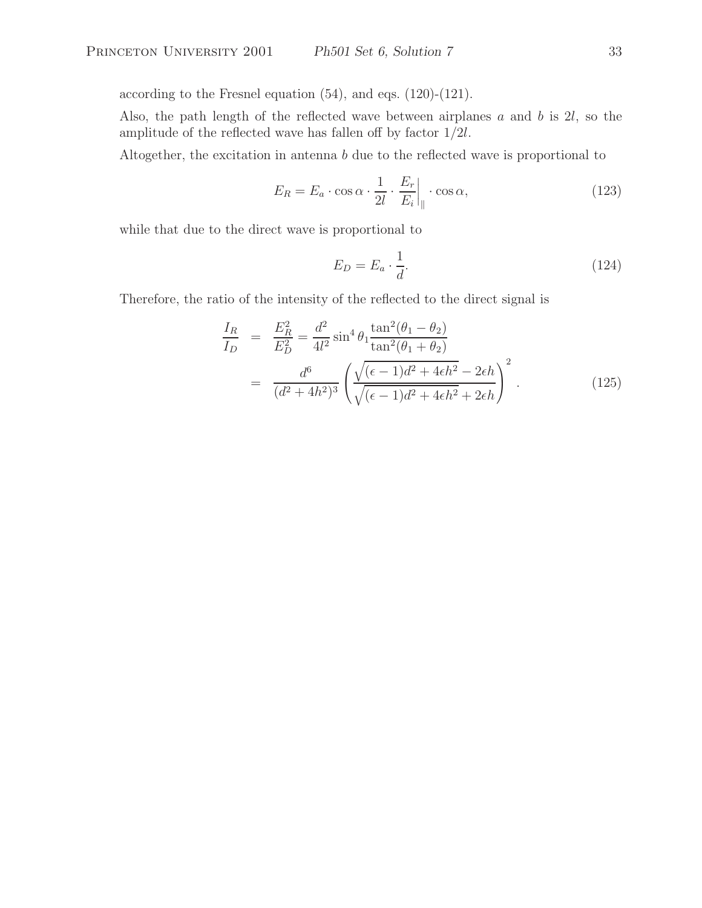according to the Fresnel equation (54), and eqs. (120)-(121).

Also, the path length of the reflected wave between airplanes $a$ and $b$ is $2l$, so the amplitude of the reflected wave has fallen off by factor $1/2l$.

Altogether, the excitation in antenna $b$ due to the reflected wave is proportional to

$$E_R = E_a \cdot \cos\alpha \cdot \frac{1}{2l} \cdot \left.\frac{E_r}{E_i}\right|_{\parallel} \cdot \cos\alpha, \tag{123}$$

while that due to the direct wave is proportional to

$$E_D = E_a \cdot \frac{1}{d}. \tag{124}$$

Therefore, the ratio of the intensity of the reflected to the direct signal is

$$\begin{aligned} \frac{I_R}{I_D} &= \frac{E_R^2}{E_D^2} = \frac{d^2}{4l^2} \sin^4\theta_1 \frac{\tan^2(\theta_1 - \theta_2)}{\tan^2(\theta_1 + \theta_2)} \\ &= \frac{d^6}{(d^2 + 4h^2)^3} \left( \frac{\sqrt{(\epsilon - 1)d^2 + 4\epsilon h^2} - 2\epsilon h}{\sqrt{(\epsilon - 1)d^2 + 4\epsilon h^2} + 2\epsilon h} \right)^2 . \end{aligned} \tag{125}$$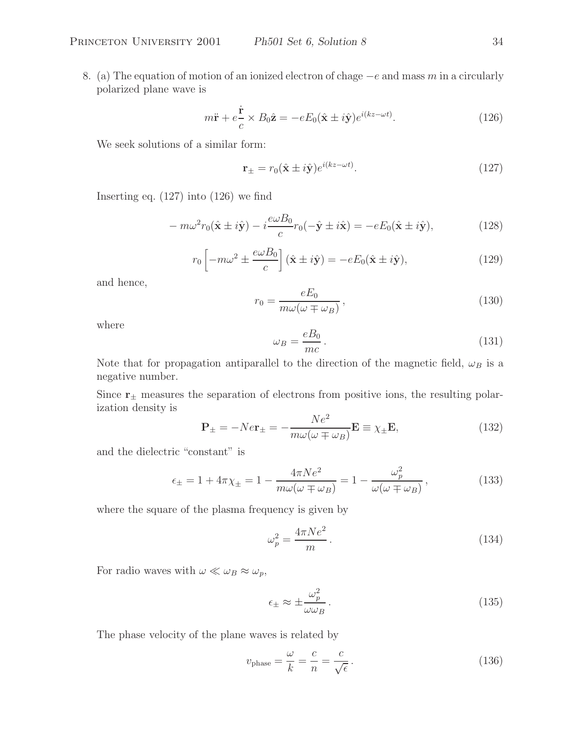8. (a) The equation of motion of an ionized electron of chage $-e$ and mass $m$ in a circularly polarized plane wave is

$$m\ddot{\mathbf{r}} + e\frac{\dot{\mathbf{r}}}{c} \times B_0\hat{\mathbf{z}} = -eE_0(\hat{\mathbf{x}} \pm i\hat{\mathbf{y}})e^{i(kz-\omega t)}. \tag{126}$$

We seek solutions of a similar form:

$$\mathbf{r}_\pm = r_0(\hat{\mathbf{x}} \pm i\hat{\mathbf{y}})e^{i(kz-\omega t)}. \tag{127}$$

Inserting eq. (127) into (126) we find

$$-m\omega^2 r_0(\hat{\mathbf{x}} \pm i\hat{\mathbf{y}}) - i\frac{e\omega B_0}{c}r_0(-\hat{\mathbf{y}} \pm i\hat{\mathbf{x}}) = -eE_0(\hat{\mathbf{x}} \pm i\hat{\mathbf{y}}), \tag{128}$$

$$r_0\left[-m\omega^2 \pm \frac{e\omega B_0}{c}\right](\hat{\mathbf{x}} \pm i\hat{\mathbf{y}}) = -eE_0(\hat{\mathbf{x}} \pm i\hat{\mathbf{y}}), \tag{129}$$

and hence,

$$r_0 = \frac{eE_0}{m\omega(\omega \mp \omega_B)}, \tag{130}$$

where

$$\omega_B = \frac{eB_0}{mc}. \tag{131}$$

Note that for propagation antiparallel to the direction of the magnetic field, $\omega_B$ is a negative number.

Since $\mathbf{r}_\pm$ measures the separation of electrons from positive ions, the resulting polarization density is

$$\mathbf{P}_\pm = -Ne\mathbf{r}_\pm = -\frac{Ne^2}{m\omega(\omega \mp \omega_B)}\mathbf{E} \equiv \chi_\pm \mathbf{E}, \tag{132}$$

and the dielectric "constant" is

$$\epsilon_\pm = 1 + 4\pi\chi_\pm = 1 - \frac{4\pi Ne^2}{m\omega(\omega \mp \omega_B)} = 1 - \frac{\omega_p^2}{\omega(\omega \mp \omega_B)}, \tag{133}$$

where the square of the plasma frequency is given by

$$\omega_p^2 = \frac{4\pi Ne^2}{m}. \tag{134}$$

For radio waves with $\omega \ll \omega_B \approx \omega_p$,

$$\epsilon_\pm \approx \pm\frac{\omega_p^2}{\omega\omega_B}. \tag{135}$$

The phase velocity of the plane waves is related by

$$v_{\rm phase} = \frac{\omega}{k} = \frac{c}{n} = \frac{c}{\sqrt{\epsilon}}. \tag{136}$$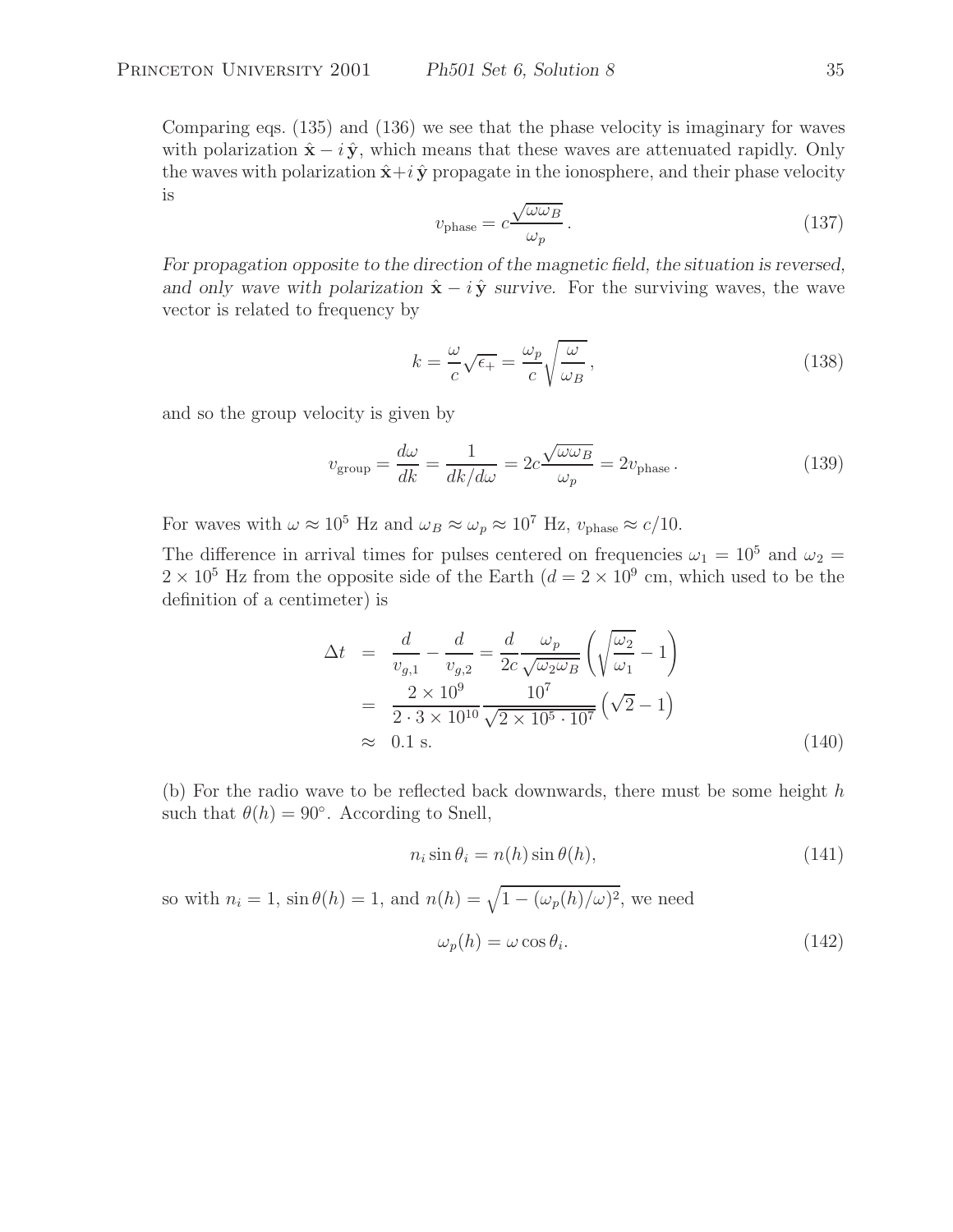Comparing eqs. (135) and (136) we see that the phase velocity is imaginary for waves with polarization $\hat{\mathbf{x}} - i\,\hat{\mathbf{y}}$, which means that these waves are attenuated rapidly. Only the waves with polarization $\hat{\mathbf{x}} + i\,\hat{\mathbf{y}}$ propagate in the ionosphere, and their phase velocity is

$$v_{\rm phase} = c\frac{\sqrt{\omega\omega_B}}{\omega_p}\,. \tag{137}$$

*For propagation opposite to the direction of the magnetic field, the situation is reversed, and only wave with polarization* $\hat{\mathbf{x}} - i\,\hat{\mathbf{y}}$ *survive*. For the surviving waves, the wave vector is related to frequency by

$$k = \frac{\omega}{c}\sqrt{\epsilon_+} = \frac{\omega_p}{c}\sqrt{\frac{\omega}{\omega_B}}\,, \tag{138}$$

and so the group velocity is given by

$$v_{\rm group} = \frac{d\omega}{dk} = \frac{1}{dk/d\omega} = 2c\frac{\sqrt{\omega\omega_B}}{\omega_p} = 2v_{\rm phase}\,. \tag{139}$$

For waves with $\omega \approx 10^5$ Hz and $\omega_B \approx \omega_p \approx 10^7$ Hz, $v_{\rm phase} \approx c/10$.

The difference in arrival times for pulses centered on frequencies $\omega_1 = 10^5$ and $\omega_2 = 2 \times 10^5$ Hz from the opposite side of the Earth ($d = 2 \times 10^9$ cm, which used to be the definition of a centimeter) is

$$\begin{aligned}
\Delta t &= \frac{d}{v_{g,1}} - \frac{d}{v_{g,2}} = \frac{d}{2c}\frac{\omega_p}{\sqrt{\omega_2\omega_B}}\left(\sqrt{\frac{\omega_2}{\omega_1}} - 1\right) \\
&= \frac{2 \times 10^9}{2 \cdot 3 \times 10^{10}}\frac{10^7}{\sqrt{2 \times 10^5 \cdot 10^7}}\left(\sqrt{2} - 1\right) \\
&\approx 0.1 \text{ s.}
\end{aligned} \tag{140}$$

(b) For the radio wave to be reflected back downwards, there must be some height $h$ such that $\theta(h) = 90^\circ$. According to Snell,

$$n_i \sin\theta_i = n(h)\sin\theta(h), \tag{141}$$

so with $n_i = 1$, $\sin\theta(h) = 1$, and $n(h) = \sqrt{1 - (\omega_p(h)/\omega)^2}$, we need

$$\omega_p(h) = \omega\cos\theta_i. \tag{142}$$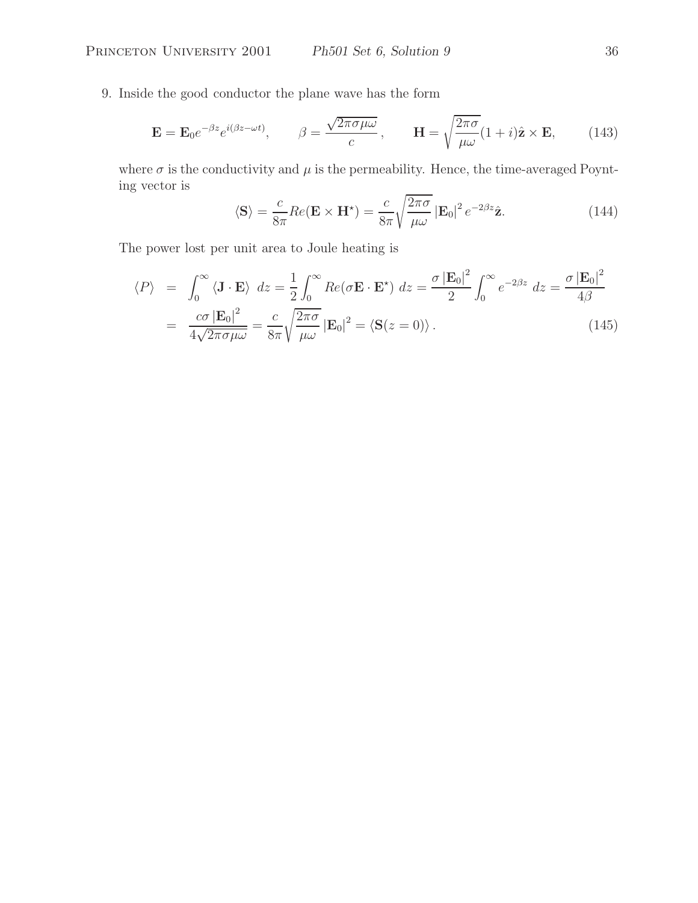9. Inside the good conductor the plane wave has the form

$$\mathbf{E} = \mathbf{E}_0 e^{-\beta z} e^{i(\beta z - \omega t)}, \qquad \beta = \frac{\sqrt{2\pi\sigma\mu\omega}}{c}, \qquad \mathbf{H} = \sqrt{\frac{2\pi\sigma}{\mu\omega}}(1+i)\hat{\mathbf{z}} \times \mathbf{E}, \tag{143}$$

where $\sigma$ is the conductivity and $\mu$ is the permeability. Hence, the time-averaged Poynting vector is

$$\langle \mathbf{S} \rangle = \frac{c}{8\pi} Re(\mathbf{E} \times \mathbf{H}^\star) = \frac{c}{8\pi}\sqrt{\frac{2\pi\sigma}{\mu\omega}} \left|\mathbf{E}_0\right|^2 e^{-2\beta z} \hat{\mathbf{z}}. \tag{144}$$

The power lost per unit area to Joule heating is

$$\begin{aligned}
\langle P \rangle &= \int_0^\infty \langle \mathbf{J} \cdot \mathbf{E} \rangle \ dz = \frac{1}{2}\int_0^\infty Re(\sigma \mathbf{E} \cdot \mathbf{E}^\star) \ dz = \frac{\sigma \left|\mathbf{E}_0\right|^2}{2} \int_0^\infty e^{-2\beta z} \ dz = \frac{\sigma \left|\mathbf{E}_0\right|^2}{4\beta} \\
&= \frac{c\sigma \left|\mathbf{E}_0\right|^2}{4\sqrt{2\pi\sigma\mu\omega}} = \frac{c}{8\pi}\sqrt{\frac{2\pi\sigma}{\mu\omega}} \left|\mathbf{E}_0\right|^2 = \langle \mathbf{S}(z=0) \rangle .
\end{aligned} \tag{145}$$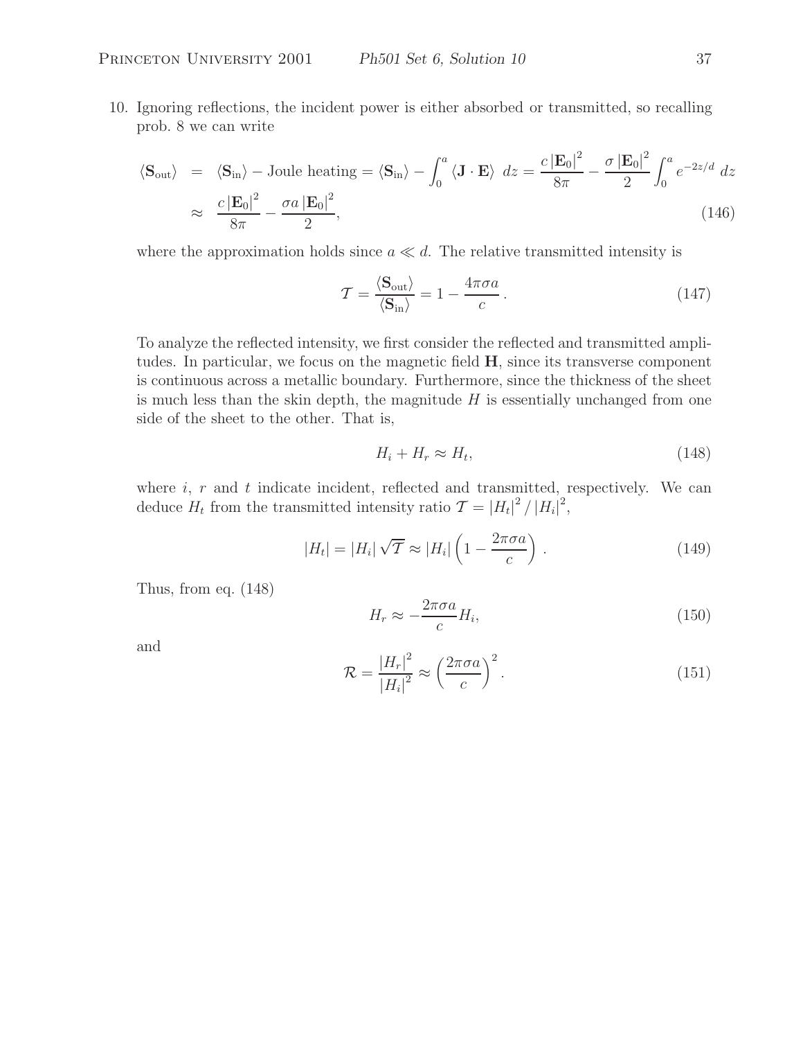10. Ignoring reflections, the incident power is either absorbed or transmitted, so recalling prob. 8 we can write

$$\begin{aligned}\langle \mathbf{S}_{\rm out} \rangle &= \langle \mathbf{S}_{\rm in} \rangle - \text{Joule heating} = \langle \mathbf{S}_{\rm in} \rangle - \int_0^a \langle \mathbf{J} \cdot \mathbf{E} \rangle \; dz = \frac{c \left|\mathbf{E}_0\right|^2}{8\pi} - \frac{\sigma \left|\mathbf{E}_0\right|^2}{2} \int_0^a e^{-2z/d} \; dz \\ &\approx \frac{c \left|\mathbf{E}_0\right|^2}{8\pi} - \frac{\sigma a \left|\mathbf{E}_0\right|^2}{2}, \end{aligned} \tag{146}$$

where the approximation holds since $a \ll d$. The relative transmitted intensity is

$$\mathcal{T} = \frac{\langle \mathbf{S}_{\rm out} \rangle}{\langle \mathbf{S}_{\rm in} \rangle} = 1 - \frac{4\pi\sigma a}{c} \,. \tag{147}$$

To analyze the reflected intensity, we first consider the reflected and transmitted amplitudes. In particular, we focus on the magnetic field $\mathbf{H}$, since its transverse component is continuous across a metallic boundary. Furthermore, since the thickness of the sheet is much less than the skin depth, the magnitude $H$ is essentially unchanged from one side of the sheet to the other. That is,

$$H_i + H_r \approx H_t, \tag{148}$$

where $i$, $r$ and $t$ indicate incident, reflected and transmitted, respectively. We can deduce $H_t$ from the transmitted intensity ratio $\mathcal{T} = \left|H_t\right|^2 / \left|H_i\right|^2$,

$$\left|H_t\right| = \left|H_i\right| \sqrt{\mathcal{T}} \approx \left|H_i\right| \left(1 - \frac{2\pi\sigma a}{c}\right) \,. \tag{149}$$

Thus, from eq. (148)

$$H_r \approx -\frac{2\pi\sigma a}{c} H_i, \tag{150}$$

and

$$\mathcal{R} = \frac{\left|H_r\right|^2}{\left|H_i\right|^2} \approx \left(\frac{2\pi\sigma a}{c}\right)^2 . \tag{151}$$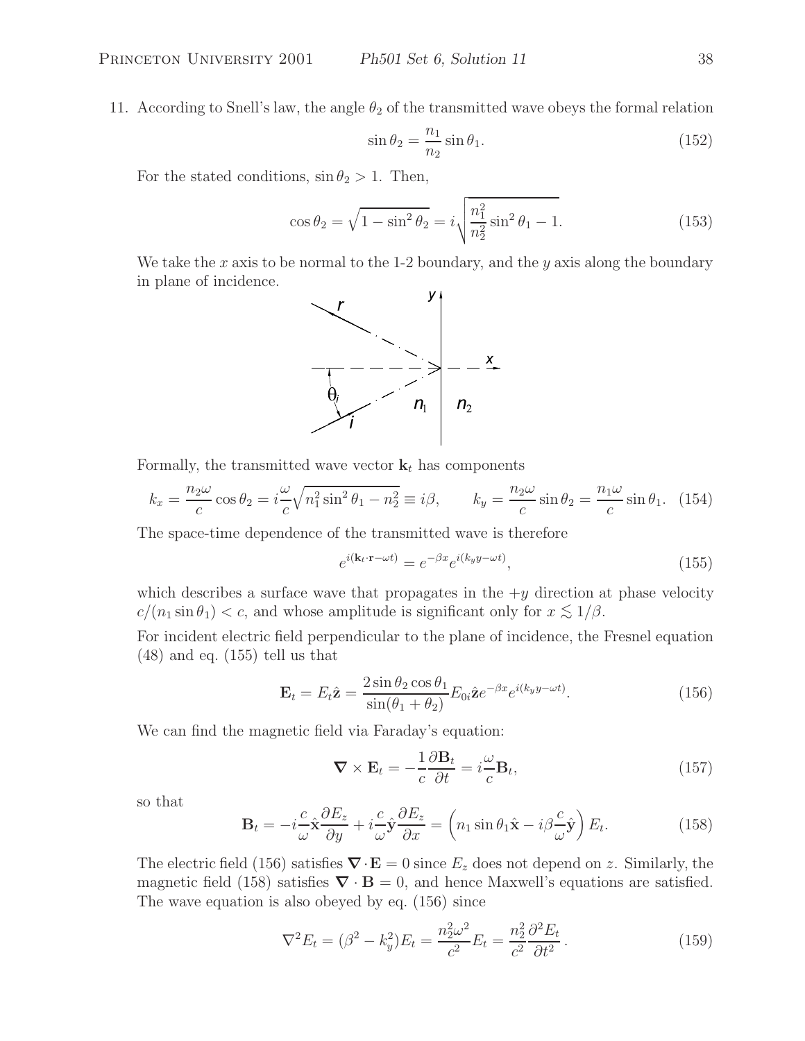11. According to Snell's law, the angle $\theta_2$ of the transmitted wave obeys the formal relation

$$\sin\theta_2 = \frac{n_1}{n_2}\sin\theta_1. \tag{152}$$

For the stated conditions, $\sin\theta_2 > 1$. Then,

$$\cos\theta_2 = \sqrt{1-\sin^2\theta_2} = i\sqrt{\frac{n_1^2}{n_2^2}\sin^2\theta_1 - 1}. \tag{153}$$

We take the $x$ axis to be normal to the 1-2 boundary, and the $y$ axis along the boundary in plane of incidence.

Formally, the transmitted wave vector $\mathbf{k}_t$ has components

$$k_x = \frac{n_2\omega}{c}\cos\theta_2 = i\frac{\omega}{c}\sqrt{n_1^2\sin^2\theta_1 - n_2^2} \equiv i\beta, \qquad k_y = \frac{n_2\omega}{c}\sin\theta_2 = \frac{n_1\omega}{c}\sin\theta_1. \tag{154}$$

The space-time dependence of the transmitted wave is therefore

$$e^{i(\mathbf{k}_t\cdot\mathbf{r}-\omega t)} = e^{-\beta x}e^{i(k_y y-\omega t)}, \tag{155}$$

which describes a surface wave that propagates in the $+y$ direction at phase velocity $c/(n_1\sin\theta_1) < c$, and whose amplitude is significant only for $x \lesssim 1/\beta$.

For incident electric field perpendicular to the plane of incidence, the Fresnel equation (48) and eq. (155) tell us that

$$\mathbf{E}_t = E_t\hat{\mathbf{z}} = \frac{2\sin\theta_2\cos\theta_1}{\sin(\theta_1+\theta_2)}E_{0i}\hat{\mathbf{z}}e^{-\beta x}e^{i(k_y y-\omega t)}. \tag{156}$$

We can find the magnetic field via Faraday's equation:

$$\boldsymbol{\nabla}\times\mathbf{E}_t = -\frac{1}{c}\frac{\partial\mathbf{B}_t}{\partial t} = i\frac{\omega}{c}\mathbf{B}_t, \tag{157}$$

so that

$$\mathbf{B}_t = -i\frac{c}{\omega}\hat{\mathbf{x}}\frac{\partial E_z}{\partial y} + i\frac{c}{\omega}\hat{\mathbf{y}}\frac{\partial E_z}{\partial x} = \left(n_1\sin\theta_1\hat{\mathbf{x}} - i\beta\frac{c}{\omega}\hat{\mathbf{y}}\right)E_t. \tag{158}$$

The electric field (156) satisfies $\boldsymbol{\nabla}\cdot\mathbf{E} = 0$ since $E_z$ does not depend on $z$. Similarly, the magnetic field (158) satisfies $\boldsymbol{\nabla}\cdot\mathbf{B} = 0$, and hence Maxwell's equations are satisfied. The wave equation is also obeyed by eq. (156) since

$$\nabla^2 E_t = (\beta^2 - k_y^2)E_t = \frac{n_2^2\omega^2}{c^2}E_t = \frac{n_2^2}{c^2}\frac{\partial^2 E_t}{\partial t^2}. \tag{159}$$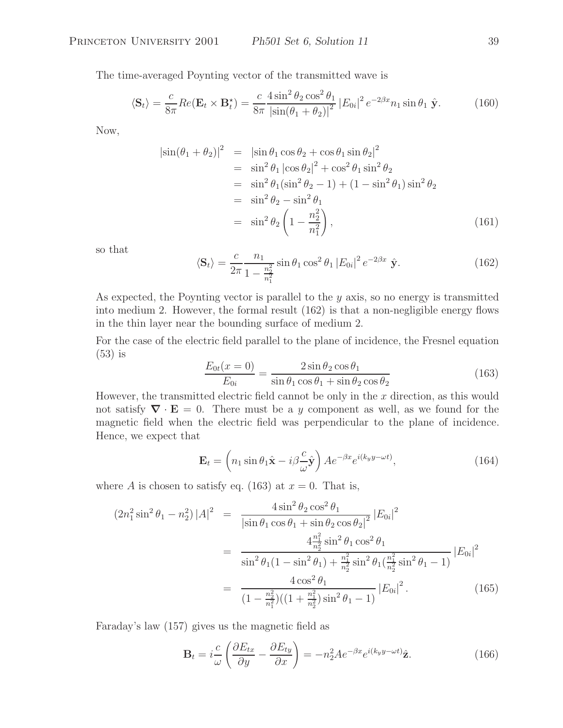The time-averaged Poynting vector of the transmitted wave is

$$\langle \mathbf{S}_t \rangle = \frac{c}{8\pi} Re(\mathbf{E}_t \times \mathbf{B}_t^\star) = \frac{c}{8\pi} \frac{4 \sin^2 \theta_2 \cos^2 \theta_1}{|\sin(\theta_1 + \theta_2)|^2} |E_{0i}|^2 e^{-2\beta x} n_1 \sin \theta_1 \ \hat{\mathbf{y}}. \tag{160}$$

Now,

$$\begin{aligned}
|\sin(\theta_1 + \theta_2)|^2 &= |\sin \theta_1 \cos \theta_2 + \cos \theta_1 \sin \theta_2|^2 \\
&= \sin^2 \theta_1 |\cos \theta_2|^2 + \cos^2 \theta_1 \sin^2 \theta_2 \\
&= \sin^2 \theta_1 (\sin^2 \theta_2 - 1) + (1 - \sin^2 \theta_1) \sin^2 \theta_2 \\
&= \sin^2 \theta_2 - \sin^2 \theta_1 \\
&= \sin^2 \theta_2 \left( 1 - \frac{n_2^2}{n_1^2} \right),
\end{aligned} \tag{161}$$

so that

$$\langle \mathbf{S}_t \rangle = \frac{c}{2\pi} \frac{n_1}{1 - \frac{n_2^2}{n_1^2}} \sin \theta_1 \cos^2 \theta_1 |E_{0i}|^2 e^{-2\beta x} \ \hat{\mathbf{y}}. \tag{162}$$

As expected, the Poynting vector is parallel to the $y$ axis, so no energy is transmitted into medium 2. However, the formal result (162) is that a non-negligible energy flows in the thin layer near the bounding surface of medium 2.

For the case of the electric field parallel to the plane of incidence, the Fresnel equation (53) is

$$\frac{E_{0t}(x=0)}{E_{0i}} = \frac{2 \sin \theta_2 \cos \theta_1}{\sin \theta_1 \cos \theta_1 + \sin \theta_2 \cos \theta_2} \tag{163}$$

However, the transmitted electric field cannot be only in the $x$ direction, as this would not satisfy $\boldsymbol{\nabla} \cdot \mathbf{E} = 0$. There must be a $y$ component as well, as we found for the magnetic field when the electric field was perpendicular to the plane of incidence. Hence, we expect that

$$\mathbf{E}_t = \left( n_1 \sin \theta_1 \hat{\mathbf{x}} - i\beta \frac{c}{\omega} \hat{\mathbf{y}} \right) A e^{-\beta x} e^{i(k_y y - \omega t)}, \tag{164}$$

where $A$ is chosen to satisfy eq. (163) at $x = 0$. That is,

$$\begin{aligned}
(2n_1^2 \sin^2 \theta_1 - n_2^2) |A|^2 &= \frac{4 \sin^2 \theta_2 \cos^2 \theta_1}{|\sin \theta_1 \cos \theta_1 + \sin \theta_2 \cos \theta_2|^2} |E_{0i}|^2 \\
&= \frac{4 \frac{n_1^2}{n_2^2} \sin^2 \theta_1 \cos^2 \theta_1}{\sin^2 \theta_1 (1 - \sin^2 \theta_1) + \frac{n_1^2}{n_2^2} \sin^2 \theta_1 (\frac{n_1^2}{n_2^2} \sin^2 \theta_1 - 1)} |E_{0i}|^2 \\
&= \frac{4 \cos^2 \theta_1}{(1 - \frac{n_2^2}{n_1^2})((1 + \frac{n_1^2}{n_2^2}) \sin^2 \theta_1 - 1)} |E_{0i}|^2 .
\end{aligned} \tag{165}$$

Faraday's law (157) gives us the magnetic field as

$$\mathbf{B}_t = i \frac{c}{\omega} \left( \frac{\partial E_{tx}}{\partial y} - \frac{\partial E_{ty}}{\partial x} \right) = -n_2^2 A e^{-\beta x} e^{i(k_y y - \omega t)} \hat{\mathbf{z}}. \tag{166}$$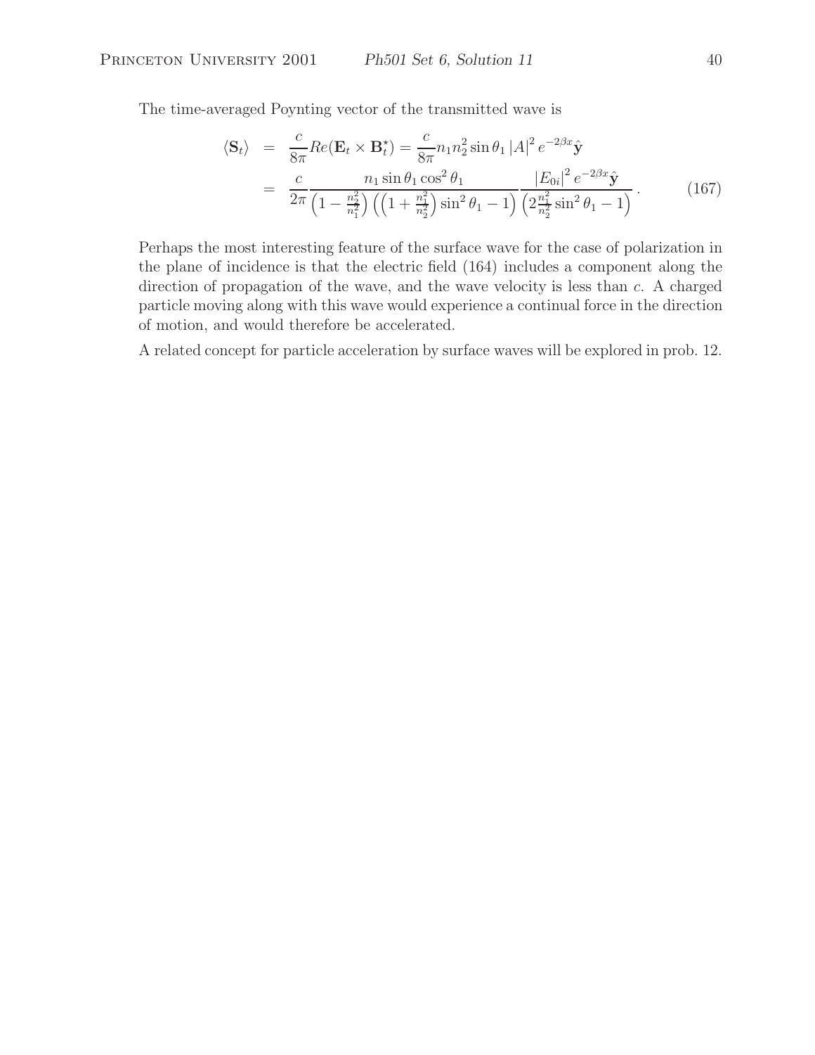The time-averaged Poynting vector of the transmitted wave is

$$
\begin{aligned}
\langle \mathbf{S}_t \rangle &= \frac{c}{8\pi} Re(\mathbf{E}_t \times \mathbf{B}_t^\star) = \frac{c}{8\pi} n_1 n_2^2 \sin\theta_1 \left|A\right|^2 e^{-2\beta x} \hat{\mathbf{y}} \\
&= \frac{c}{2\pi} \frac{n_1 \sin\theta_1 \cos^2\theta_1}{\left(1 - \frac{n_2^2}{n_1^2}\right)\left(\left(1 + \frac{n_1^2}{n_2^2}\right)\sin^2\theta_1 - 1\right)} \frac{\left|E_{0i}\right|^2 e^{-2\beta x} \hat{\mathbf{y}}}{\left(2\frac{n_1^2}{n_2^2}\sin^2\theta_1 - 1\right)} .
\end{aligned}
\tag{167}
$$

Perhaps the most interesting feature of the surface wave for the case of polarization in the plane of incidence is that the electric field (164) includes a component along the direction of propagation of the wave, and the wave velocity is less than $c$. A charged particle moving along with this wave would experience a continual force in the direction of motion, and would therefore be accelerated.

A related concept for particle acceleration by surface waves will be explored in prob. 12.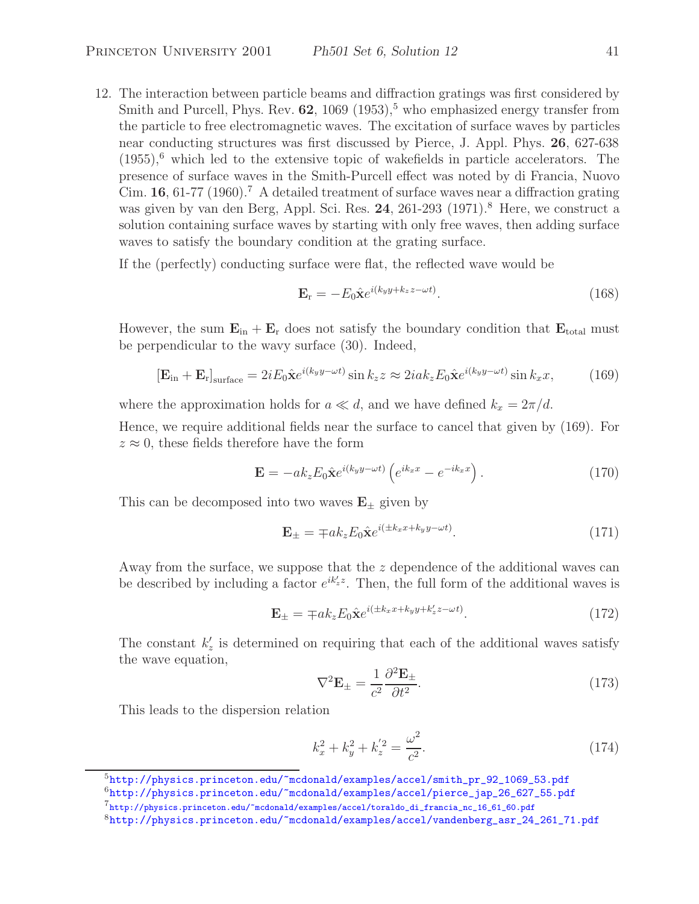12. The interaction between particle beams and diffraction gratings was first considered by Smith and Purcell, Phys. Rev. **62**, 1069 (1953),[5] who emphasized energy transfer from the particle to free electromagnetic waves. The excitation of surface waves by particles near conducting structures was first discussed by Pierce, J. Appl. Phys. **26**, 627-638 (1955),[6] which led to the extensive topic of wakefields in particle accelerators. The presence of surface waves in the Smith-Purcell effect was noted by di Francia, Nuovo Cim. **16**, 61-77 (1960).[7] A detailed treatment of surface waves near a diffraction grating was given by van den Berg, Appl. Sci. Res. **24**, 261-293 (1971).[8] Here, we construct a solution containing surface waves by starting with only free waves, then adding surface waves to satisfy the boundary condition at the grating surface.

If the (perfectly) conducting surface were flat, the reflected wave would be

$$\mathbf{E}_{\rm r} = -E_0 \hat{\mathbf{x}} e^{i(k_y y + k_z z - \omega t)}. \tag{168}$$

However, the sum $\mathbf{E}_{\rm in} + \mathbf{E}_{\rm r}$ does not satisfy the boundary condition that $\mathbf{E}_{\rm total}$ must be perpendicular to the wavy surface (30). Indeed,

$$[\mathbf{E}_{\rm in} + \mathbf{E}_{\rm r}]_{\rm surface} = 2iE_0 \hat{\mathbf{x}} e^{i(k_y y - \omega t)} \sin k_z z \approx 2iak_z E_0 \hat{\mathbf{x}} e^{i(k_y y - \omega t)} \sin k_x x, \tag{169}$$

where the approximation holds for $a \ll d$, and we have defined $k_x = 2\pi/d$.

Hence, we require additional fields near the surface to cancel that given by (169). For $z \approx 0$, these fields therefore have the form

$$\mathbf{E} = -ak_z E_0 \hat{\mathbf{x}} e^{i(k_y y - \omega t)} \left( e^{ik_x x} - e^{-ik_x x} \right). \tag{170}$$

This can be decomposed into two waves $\mathbf{E}_\pm$ given by

$$\mathbf{E}_\pm = \mp ak_z E_0 \hat{\mathbf{x}} e^{i(\pm k_x x + k_y y - \omega t)}. \tag{171}$$

Away from the surface, we suppose that the $z$ dependence of the additional waves can be described by including a factor $e^{ik'_z z}$. Then, the full form of the additional waves is

$$\mathbf{E}_\pm = \mp ak_z E_0 \hat{\mathbf{x}} e^{i(\pm k_x x + k_y y + k'_z z - \omega t)}. \tag{172}$$

The constant $k'_z$ is determined on requiring that each of the additional waves satisfy the wave equation,

$$\nabla^2 \mathbf{E}_\pm = \frac{1}{c^2} \frac{\partial^2 \mathbf{E}_\pm}{\partial t^2}. \tag{173}$$

This leads to the dispersion relation

$$k_x^2 + k_y^2 + k_z'^2 = \frac{\omega^2}{c^2}. \tag{174}$$

[5] http://physics.princeton.edu/~mcdonald/examples/accel/smith_pr_92_1069_53.pdf

[6] http://physics.princeton.edu/~mcdonald/examples/accel/pierce_jap_26_627_55.pdf

[7] http://physics.princeton.edu/~mcdonald/examples/accel/toraldo_di_francia_nc_16_61_60.pdf

[8] http://physics.princeton.edu/~mcdonald/examples/accel/vandenberg_asr_24_261_71.pdf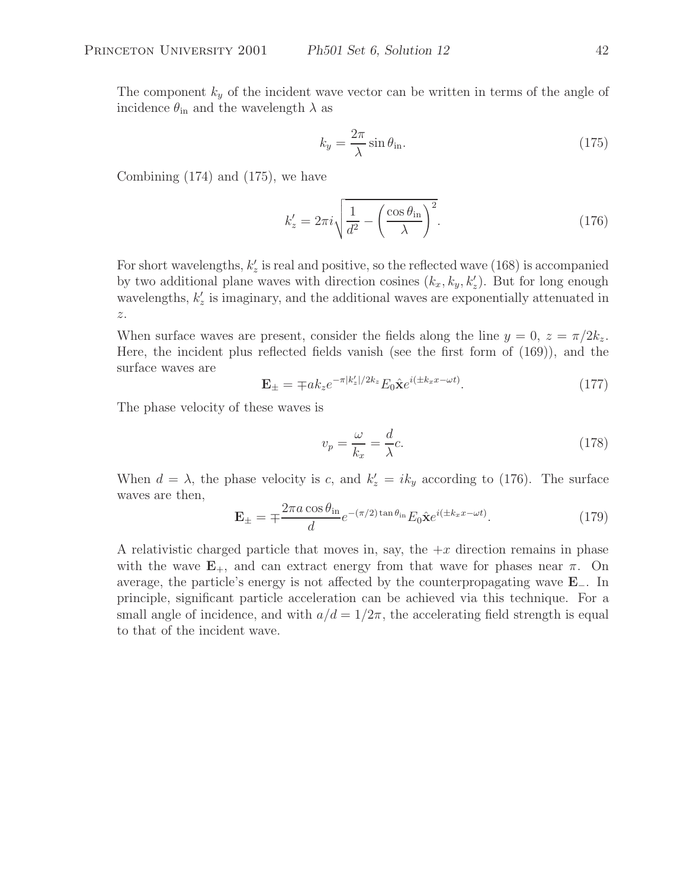The component $k_y$ of the incident wave vector can be written in terms of the angle of incidence $\theta_{\rm in}$ and the wavelength $\lambda$ as

$$k_y = \frac{2\pi}{\lambda} \sin \theta_{\rm in}. \tag{175}$$

Combining (174) and (175), we have

$$k'_z = 2\pi i \sqrt{\frac{1}{d^2} - \left(\frac{\cos \theta_{\rm in}}{\lambda}\right)^2}. \tag{176}$$

For short wavelengths, $k'_z$ is real and positive, so the reflected wave (168) is accompanied by two additional plane waves with direction cosines $(k_x, k_y, k'_z)$. But for long enough wavelengths, $k'_z$ is imaginary, and the additional waves are exponentially attenuated in $z$.

When surface waves are present, consider the fields along the line $y = 0$, $z = \pi/2k_z$. Here, the incident plus reflected fields vanish (see the first form of (169)), and the surface waves are

$$\mathbf{E}_\pm = \mp a k_z e^{-\pi |k'_z|/2k_z} E_0 \hat{\mathbf{x}} e^{i(\pm k_x x - \omega t)}. \tag{177}$$

The phase velocity of these waves is

$$v_p = \frac{\omega}{k_x} = \frac{d}{\lambda} c. \tag{178}$$

When $d = \lambda$, the phase velocity is $c$, and $k'_z = i k_y$ according to (176). The surface waves are then,

$$\mathbf{E}_\pm = \mp \frac{2\pi a \cos \theta_{\rm in}}{d} e^{-(\pi/2) \tan \theta_{\rm in}} E_0 \hat{\mathbf{x}} e^{i(\pm k_x x - \omega t)}. \tag{179}$$

A relativistic charged particle that moves in, say, the $+x$ direction remains in phase with the wave $\mathbf{E}_+$, and can extract energy from that wave for phases near $\pi$. On average, the particle's energy is not affected by the counterpropagating wave $\mathbf{E}_-$. In principle, significant particle acceleration can be achieved via this technique. For a small angle of incidence, and with $a/d = 1/2\pi$, the accelerating field strength is equal to that of the incident wave.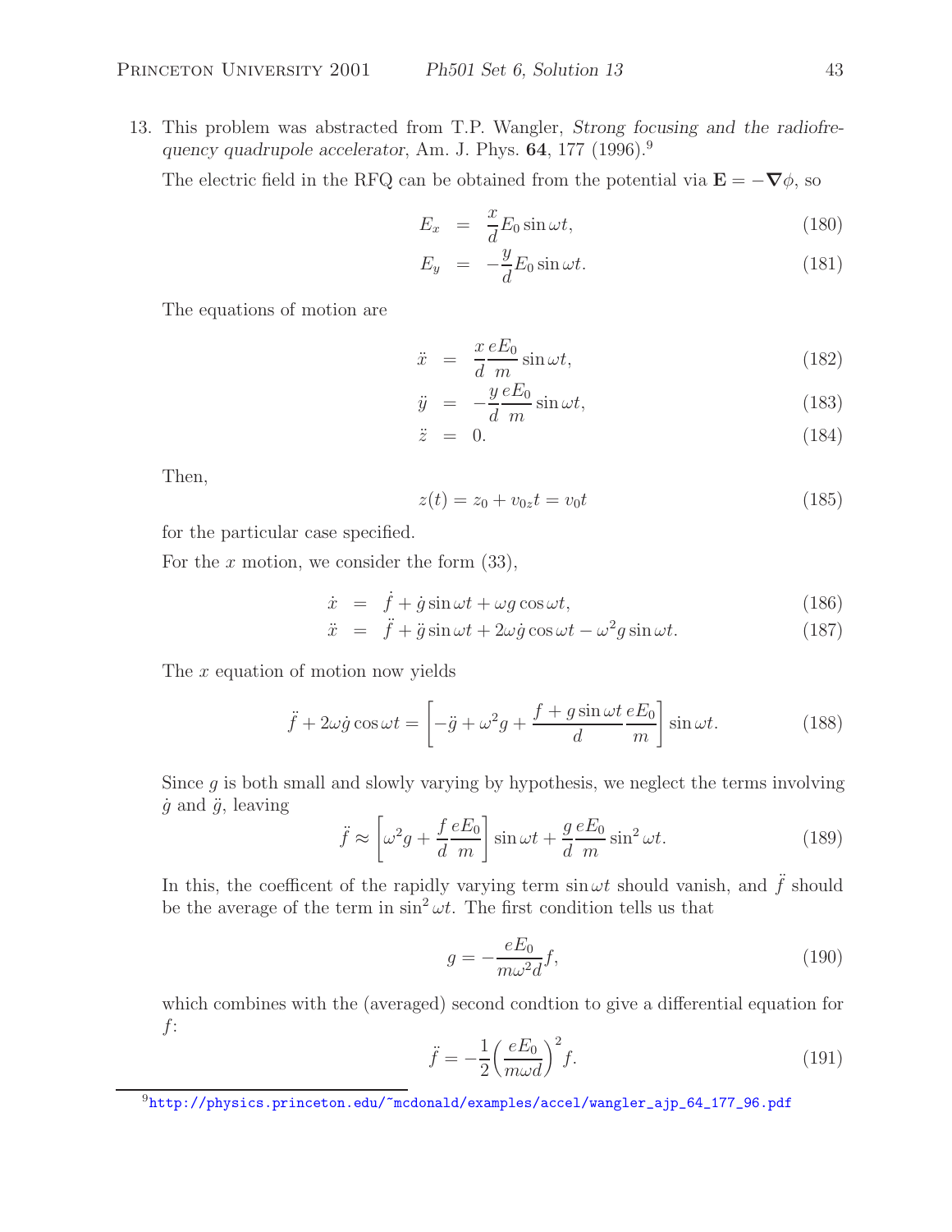13. This problem was abstracted from T.P. Wangler, *Strong focusing and the radiofrequency quadrupole accelerator*, Am. J. Phys. **64**, 177 (1996).[9]

The electric field in the RFQ can be obtained from the potential via $\mathbf{E} = -\boldsymbol{\nabla}\phi$, so

$$E_x = \frac{x}{d} E_0 \sin \omega t, \tag{180}$$

$$E_y = -\frac{y}{d} E_0 \sin \omega t. \tag{181}$$

The equations of motion are

$$\ddot{x} = \frac{x}{d} \frac{eE_0}{m} \sin \omega t, \tag{182}$$

$$\ddot{y} = -\frac{y}{d} \frac{eE_0}{m} \sin \omega t, \tag{183}$$

$$\ddot{z} = 0. \tag{184}$$

Then,

$$z(t) = z_0 + v_{0z} t = v_0 t \tag{185}$$

for the particular case specified.

For the $x$ motion, we consider the form (33),

$$\dot{x} = \dot{f} + \dot{g} \sin \omega t + \omega g \cos \omega t, \tag{186}$$

$$\ddot{x} = \ddot{f} + \ddot{g} \sin \omega t + 2\omega \dot{g} \cos \omega t - \omega^2 g \sin \omega t. \tag{187}$$

The $x$ equation of motion now yields

$$\ddot{f} + 2\omega \dot{g} \cos \omega t = \left[ -\ddot{g} + \omega^2 g + \frac{f + g \sin \omega t}{d} \frac{eE_0}{m} \right] \sin \omega t. \tag{188}$$

Since $g$ is both small and slowly varying by hypothesis, we neglect the terms involving $\dot{g}$ and $\ddot{g}$, leaving

$$\ddot{f} \approx \left[ \omega^2 g + \frac{f}{d} \frac{eE_0}{m} \right] \sin \omega t + \frac{g}{d} \frac{eE_0}{m} \sin^2 \omega t. \tag{189}$$

In this, the coefficent of the rapidly varying term $\sin \omega t$ should vanish, and $\ddot{f}$ should be the average of the term in $\sin^2 \omega t$. The first condition tells us that

$$g = -\frac{eE_0}{m\omega^2 d} f, \tag{190}$$

which combines with the (averaged) second condtion to give a differential equation for $f$:

$$\ddot{f} = -\frac{1}{2} \left( \frac{eE_0}{m\omega d} \right)^2 f. \tag{191}$$

[9] http://physics.princeton.edu/~mcdonald/examples/accel/wangler_ajp_64_177_96.pdf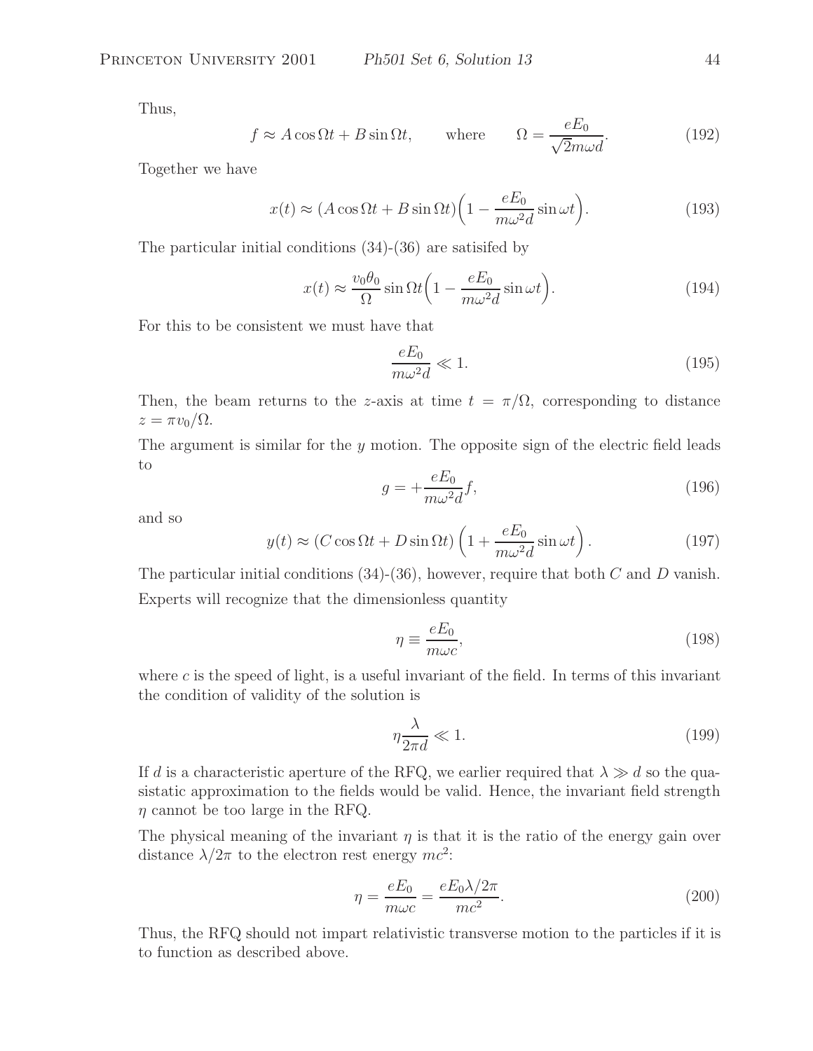Thus,

$$f \approx A\cos\Omega t + B\sin\Omega t, \qquad \text{where} \qquad \Omega = \frac{eE_0}{\sqrt{2}m\omega d}. \tag{192}$$

Together we have

$$x(t) \approx (A\cos\Omega t + B\sin\Omega t)\Big(1 - \frac{eE_0}{m\omega^2 d}\sin\omega t\Big). \tag{193}$$

The particular initial conditions (34)-(36) are satisifed by

$$x(t) \approx \frac{v_0\theta_0}{\Omega}\sin\Omega t\Big(1 - \frac{eE_0}{m\omega^2 d}\sin\omega t\Big). \tag{194}$$

For this to be consistent we must have that

$$\frac{eE_0}{m\omega^2 d} \ll 1. \tag{195}$$

Then, the beam returns to the $z$-axis at time $t = \pi/\Omega$, corresponding to distance $z = \pi v_0/\Omega$.

The argument is similar for the $y$ motion. The opposite sign of the electric field leads to

$$g = +\frac{eE_0}{m\omega^2 d}f, \tag{196}$$

and so

$$y(t) \approx (C\cos\Omega t + D\sin\Omega t)\left(1 + \frac{eE_0}{m\omega^2 d}\sin\omega t\right). \tag{197}$$

The particular initial conditions (34)-(36), however, require that both $C$ and $D$ vanish.

Experts will recognize that the dimensionless quantity

$$\eta \equiv \frac{eE_0}{m\omega c}, \tag{198}$$

where $c$ is the speed of light, is a useful invariant of the field. In terms of this invariant the condition of validity of the solution is

$$\eta\frac{\lambda}{2\pi d} \ll 1. \tag{199}$$

If $d$ is a characteristic aperture of the RFQ, we earlier required that $\lambda \gg d$ so the quasistatic approximation to the fields would be valid. Hence, the invariant field strength $\eta$ cannot be too large in the RFQ.

The physical meaning of the invariant $\eta$ is that it is the ratio of the energy gain over distance $\lambda/2\pi$ to the electron rest energy $mc^2$:

$$\eta = \frac{eE_0}{m\omega c} = \frac{eE_0\lambda/2\pi}{mc^2}. \tag{200}$$

Thus, the RFQ should not impart relativistic transverse motion to the particles if it is to function as described above.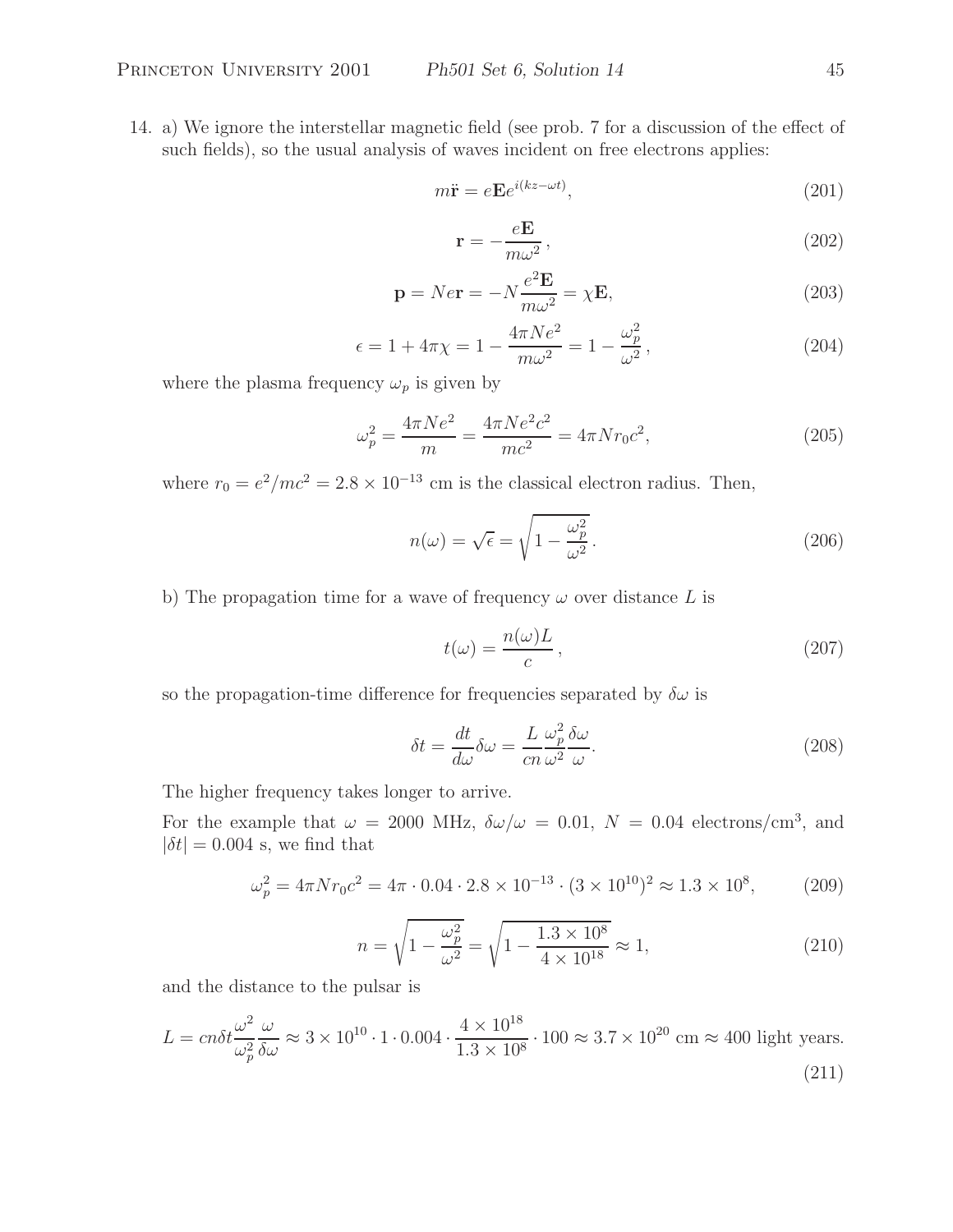14. a) We ignore the interstellar magnetic field (see prob. 7 for a discussion of the effect of such fields), so the usual analysis of waves incident on free electrons applies:

$$m\ddot{\mathbf{r}} = e\mathbf{E}e^{i(kz-\omega t)}, \tag{201}$$

$$\mathbf{r} = -\frac{e\mathbf{E}}{m\omega^2}, \tag{202}$$

$$\mathbf{p} = Ne\mathbf{r} = -N\frac{e^2\mathbf{E}}{m\omega^2} = \chi\mathbf{E}, \tag{203}$$

$$\epsilon = 1 + 4\pi\chi = 1 - \frac{4\pi Ne^2}{m\omega^2} = 1 - \frac{\omega_p^2}{\omega^2}, \tag{204}$$

where the plasma frequency $\omega_p$ is given by

$$\omega_p^2 = \frac{4\pi Ne^2}{m} = \frac{4\pi Ne^2c^2}{mc^2} = 4\pi Nr_0c^2, \tag{205}$$

where $r_0 = e^2/mc^2 = 2.8 \times 10^{-13}$ cm is the classical electron radius. Then,

$$n(\omega) = \sqrt{\epsilon} = \sqrt{1 - \frac{\omega_p^2}{\omega^2}}. \tag{206}$$

b) The propagation time for a wave of frequency $\omega$ over distance $L$ is

$$t(\omega) = \frac{n(\omega)L}{c}, \tag{207}$$

so the propagation-time difference for frequencies separated by $\delta\omega$ is

$$\delta t = \frac{dt}{d\omega}\delta\omega = \frac{L}{cn}\frac{\omega_p^2}{\omega^2}\frac{\delta\omega}{\omega}. \tag{208}$$

The higher frequency takes longer to arrive.

For the example that $\omega = 2000$ MHz, $\delta\omega/\omega = 0.01$, $N = 0.04$ electrons/cm$^3$, and $|\delta t| = 0.004$ s, we find that

$$\omega_p^2 = 4\pi Nr_0c^2 = 4\pi \cdot 0.04 \cdot 2.8 \times 10^{-13} \cdot (3 \times 10^{10})^2 \approx 1.3 \times 10^8, \tag{209}$$

$$n = \sqrt{1 - \frac{\omega_p^2}{\omega^2}} = \sqrt{1 - \frac{1.3 \times 10^8}{4 \times 10^{18}}} \approx 1, \tag{210}$$

and the distance to the pulsar is

$$L = cn\delta t\frac{\omega^2}{\omega_p^2}\frac{\omega}{\delta\omega} \approx 3 \times 10^{10} \cdot 1 \cdot 0.004 \cdot \frac{4 \times 10^{18}}{1.3 \times 10^8} \cdot 100 \approx 3.7 \times 10^{20} \text{ cm} \approx 400 \text{ light years}. \tag{211}$$